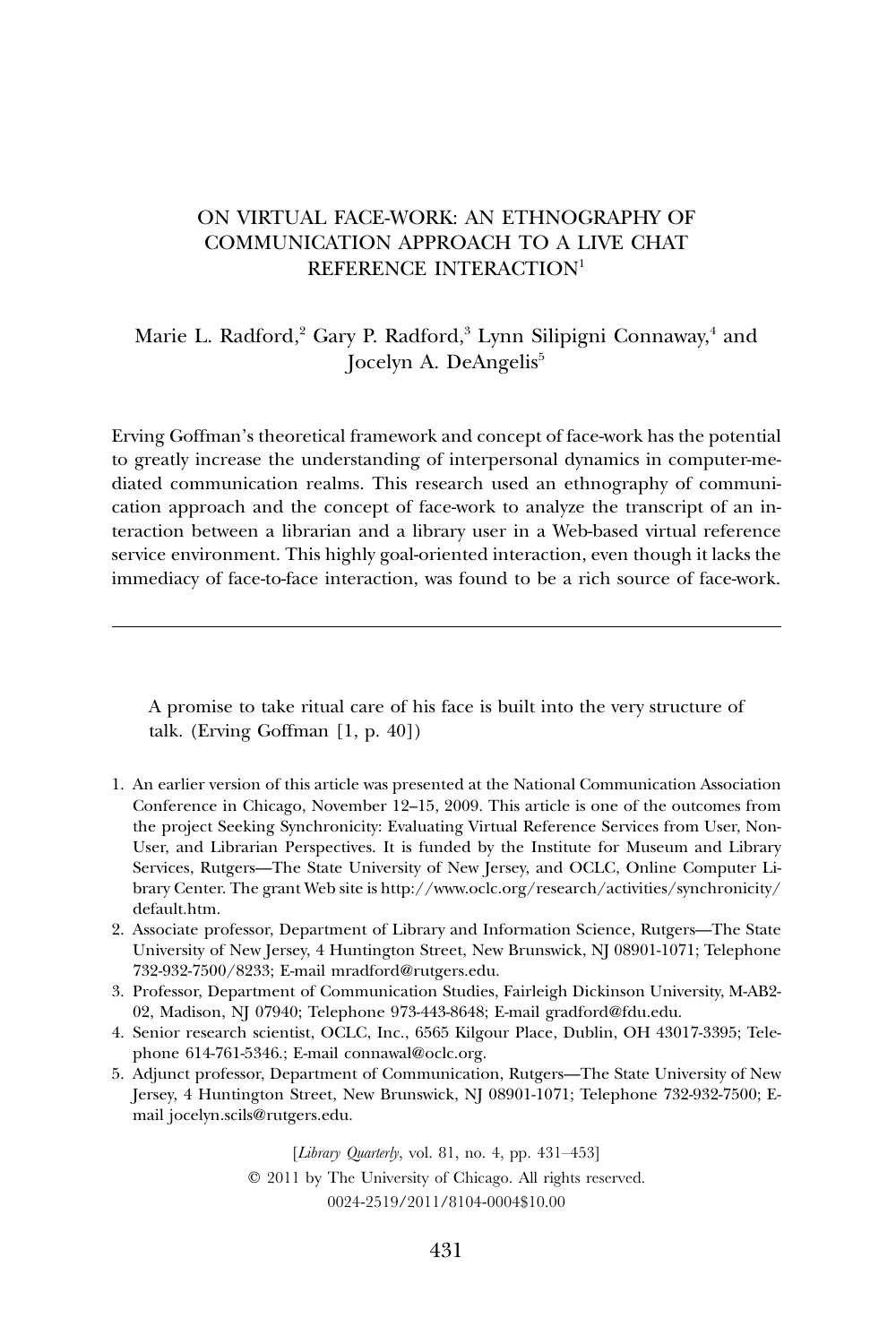# ON VIRTUAL FACE-WORK: AN ETHNOGRAPHY OF COMMUNICATION APPROACH TO A LIVE CHAT REFERENCE INTERACTION[1]

Marie L. Radford,[2] Gary P. Radford,[3] Lynn Silipigni Connaway,[4] and Jocelyn A. DeAngelis[5]

Erving Goffman's theoretical framework and concept of face-work has the potential to greatly increase the understanding of interpersonal dynamics in computer-mediated communication realms. This research used an ethnography of communication approach and the concept of face-work to analyze the transcript of an interaction between a librarian and a library user in a Web-based virtual reference service environment. This highly goal-oriented interaction, even though it lacks the immediacy of face-to-face interaction, was found to be a rich source of face-work.

---

> A promise to take ritual care of his face is built into the very structure of talk. (Erving Goffman [1, p. 40])

1. An earlier version of this article was presented at the National Communication Association Conference in Chicago, November 12–15, 2009. This article is one of the outcomes from the project Seeking Synchronicity: Evaluating Virtual Reference Services from User, Non-User, and Librarian Perspectives. It is funded by the Institute for Museum and Library Services, Rutgers—The State University of New Jersey, and OCLC, Online Computer Library Center. The grant Web site is http://www.oclc.org/research/activities/synchronicity/default.htm.
2. Associate professor, Department of Library and Information Science, Rutgers—The State University of New Jersey, 4 Huntington Street, New Brunswick, NJ 08901-1071; Telephone 732-932-7500/8233; E-mail mradford@rutgers.edu.
3. Professor, Department of Communication Studies, Fairleigh Dickinson University, M-AB2-02, Madison, NJ 07940; Telephone 973-443-8648; E-mail gradford@fdu.edu.
4. Senior research scientist, OCLC, Inc., 6565 Kilgour Place, Dublin, OH 43017-3395; Telephone 614-761-5346.; E-mail connawal@oclc.org.
5. Adjunct professor, Department of Communication, Rutgers—The State University of New Jersey, 4 Huntington Street, New Brunswick, NJ 08901-1071; Telephone 732-932-7500; E-mail jocelyn.scils@rutgers.edu.

[*Library Quarterly*, vol. 81, no. 4, pp. 431–453]
© 2011 by The University of Chicago. All rights reserved.
0024-2519/2011/8104-0004$10.00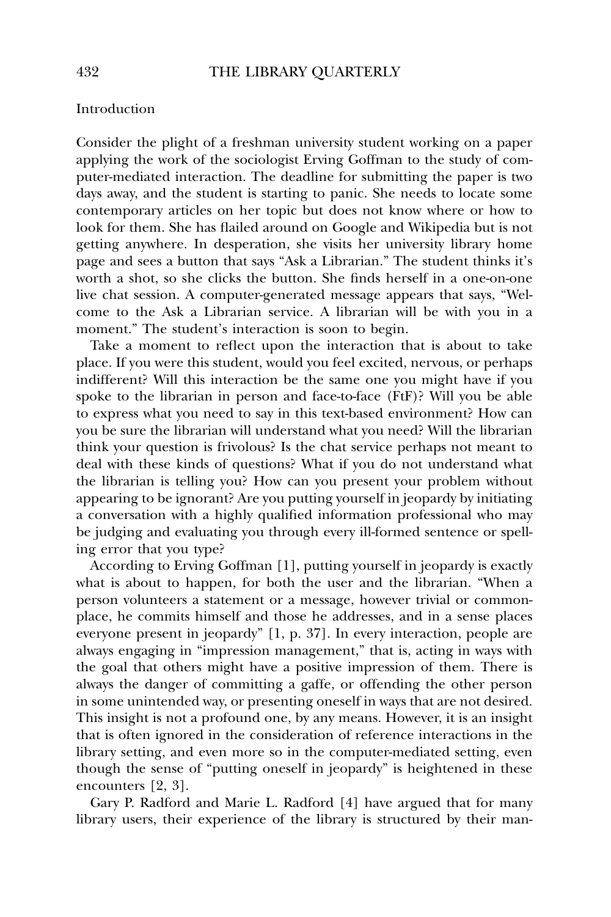## Introduction

Consider the plight of a freshman university student working on a paper applying the work of the sociologist Erving Goffman to the study of computer-mediated interaction. The deadline for submitting the paper is two days away, and the student is starting to panic. She needs to locate some contemporary articles on her topic but does not know where or how to look for them. She has flailed around on Google and Wikipedia but is not getting anywhere. In desperation, she visits her university library home page and sees a button that says "Ask a Librarian." The student thinks it's worth a shot, so she clicks the button. She finds herself in a one-on-one live chat session. A computer-generated message appears that says, "Welcome to the Ask a Librarian service. A librarian will be with you in a moment." The student's interaction is soon to begin.

Take a moment to reflect upon the interaction that is about to take place. If you were this student, would you feel excited, nervous, or perhaps indifferent? Will this interaction be the same one you might have if you spoke to the librarian in person and face-to-face (FtF)? Will you be able to express what you need to say in this text-based environment? How can you be sure the librarian will understand what you need? Will the librarian think your question is frivolous? Is the chat service perhaps not meant to deal with these kinds of questions? What if you do not understand what the librarian is telling you? How can you present your problem without appearing to be ignorant? Are you putting yourself in jeopardy by initiating a conversation with a highly qualified information professional who may be judging and evaluating you through every ill-formed sentence or spelling error that you type?

According to Erving Goffman [1], putting yourself in jeopardy is exactly what is about to happen, for both the user and the librarian. "When a person volunteers a statement or a message, however trivial or commonplace, he commits himself and those he addresses, and in a sense places everyone present in jeopardy" [1, p. 37]. In every interaction, people are always engaging in "impression management," that is, acting in ways with the goal that others might have a positive impression of them. There is always the danger of committing a gaffe, or offending the other person in some unintended way, or presenting oneself in ways that are not desired. This insight is not a profound one, by any means. However, it is an insight that is often ignored in the consideration of reference interactions in the library setting, and even more so in the computer-mediated setting, even though the sense of "putting oneself in jeopardy" is heightened in these encounters [2, 3].

Gary P. Radford and Marie L. Radford [4] have argued that for many library users, their experience of the library is structured by their man-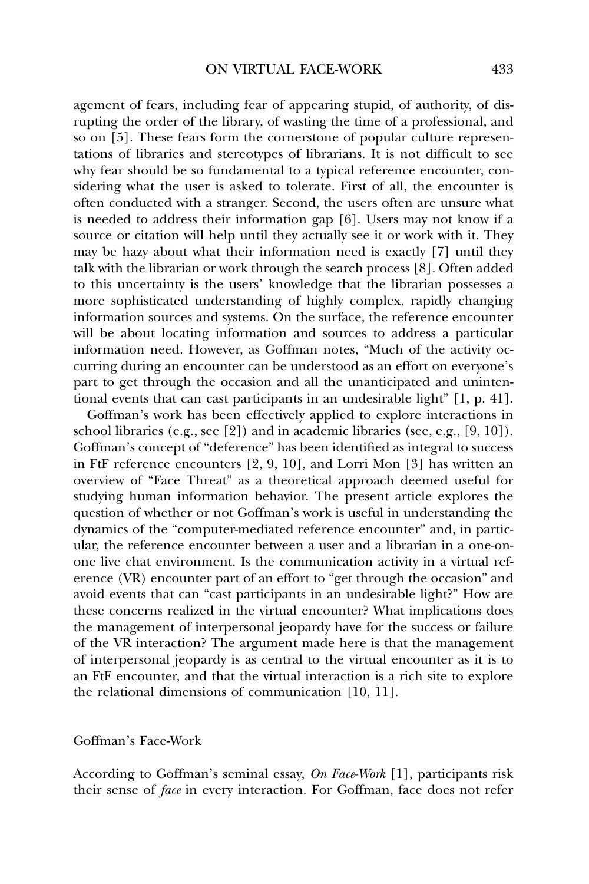agement of fears, including fear of appearing stupid, of authority, of disrupting the order of the library, of wasting the time of a professional, and so on [5]. These fears form the cornerstone of popular culture representations of libraries and stereotypes of librarians. It is not difficult to see why fear should be so fundamental to a typical reference encounter, considering what the user is asked to tolerate. First of all, the encounter is often conducted with a stranger. Second, the users often are unsure what is needed to address their information gap [6]. Users may not know if a source or citation will help until they actually see it or work with it. They may be hazy about what their information need is exactly [7] until they talk with the librarian or work through the search process [8]. Often added to this uncertainty is the users' knowledge that the librarian possesses a more sophisticated understanding of highly complex, rapidly changing information sources and systems. On the surface, the reference encounter will be about locating information and sources to address a particular information need. However, as Goffman notes, "Much of the activity occurring during an encounter can be understood as an effort on everyone's part to get through the occasion and all the unanticipated and unintentional events that can cast participants in an undesirable light" [1, p. 41].

Goffman's work has been effectively applied to explore interactions in school libraries (e.g., see [2]) and in academic libraries (see, e.g., [9, 10]). Goffman's concept of "deference" has been identified as integral to success in FtF reference encounters [2, 9, 10], and Lorri Mon [3] has written an overview of "Face Threat" as a theoretical approach deemed useful for studying human information behavior. The present article explores the question of whether or not Goffman's work is useful in understanding the dynamics of the "computer-mediated reference encounter" and, in particular, the reference encounter between a user and a librarian in a one-on-one live chat environment. Is the communication activity in a virtual reference (VR) encounter part of an effort to "get through the occasion" and avoid events that can "cast participants in an undesirable light?" How are these concerns realized in the virtual encounter? What implications does the management of interpersonal jeopardy have for the success or failure of the VR interaction? The argument made here is that the management of interpersonal jeopardy is as central to the virtual encounter as it is to an FtF encounter, and that the virtual interaction is a rich site to explore the relational dimensions of communication [10, 11].

## Goffman's Face-Work

According to Goffman's seminal essay, *On Face-Work* [1], participants risk their sense of *face* in every interaction. For Goffman, face does not refer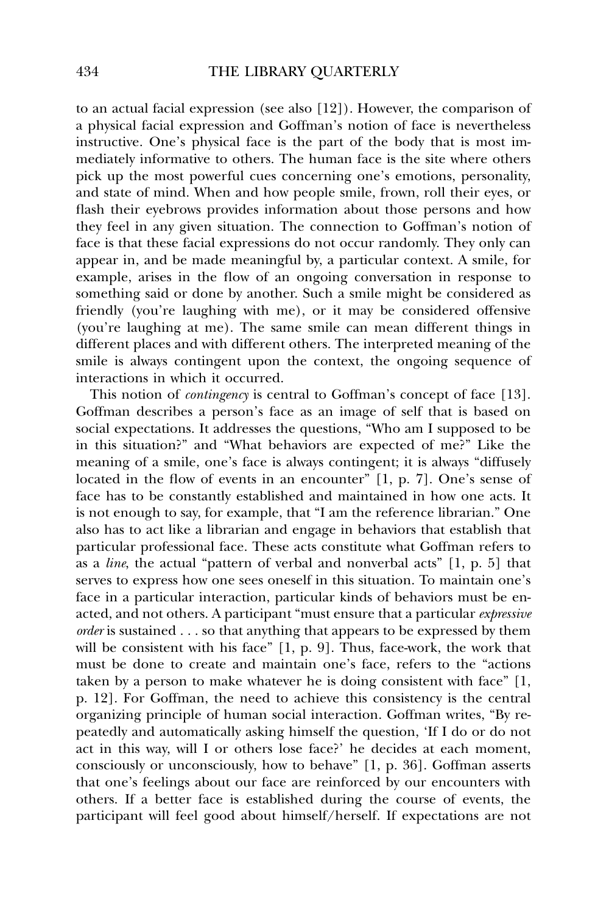to an actual facial expression (see also [12]). However, the comparison of a physical facial expression and Goffman's notion of face is nevertheless instructive. One's physical face is the part of the body that is most immediately informative to others. The human face is the site where others pick up the most powerful cues concerning one's emotions, personality, and state of mind. When and how people smile, frown, roll their eyes, or flash their eyebrows provides information about those persons and how they feel in any given situation. The connection to Goffman's notion of face is that these facial expressions do not occur randomly. They only can appear in, and be made meaningful by, a particular context. A smile, for example, arises in the flow of an ongoing conversation in response to something said or done by another. Such a smile might be considered as friendly (you're laughing with me), or it may be considered offensive (you're laughing at me). The same smile can mean different things in different places and with different others. The interpreted meaning of the smile is always contingent upon the context, the ongoing sequence of interactions in which it occurred.

This notion of *contingency* is central to Goffman's concept of face [13]. Goffman describes a person's face as an image of self that is based on social expectations. It addresses the questions, "Who am I supposed to be in this situation?" and "What behaviors are expected of me?" Like the meaning of a smile, one's face is always contingent; it is always "diffusely located in the flow of events in an encounter" [1, p. 7]. One's sense of face has to be constantly established and maintained in how one acts. It is not enough to say, for example, that "I am the reference librarian." One also has to act like a librarian and engage in behaviors that establish that particular professional face. These acts constitute what Goffman refers to as a *line*, the actual "pattern of verbal and nonverbal acts" [1, p. 5] that serves to express how one sees oneself in this situation. To maintain one's face in a particular interaction, particular kinds of behaviors must be enacted, and not others. A participant "must ensure that a particular *expressive order* is sustained . . . so that anything that appears to be expressed by them will be consistent with his face" [1, p. 9]. Thus, face-work, the work that must be done to create and maintain one's face, refers to the "actions taken by a person to make whatever he is doing consistent with face" [1, p. 12]. For Goffman, the need to achieve this consistency is the central organizing principle of human social interaction. Goffman writes, "By repeatedly and automatically asking himself the question, 'If I do or do not act in this way, will I or others lose face?' he decides at each moment, consciously or unconsciously, how to behave" [1, p. 36]. Goffman asserts that one's feelings about our face are reinforced by our encounters with others. If a better face is established during the course of events, the participant will feel good about himself/herself. If expectations are not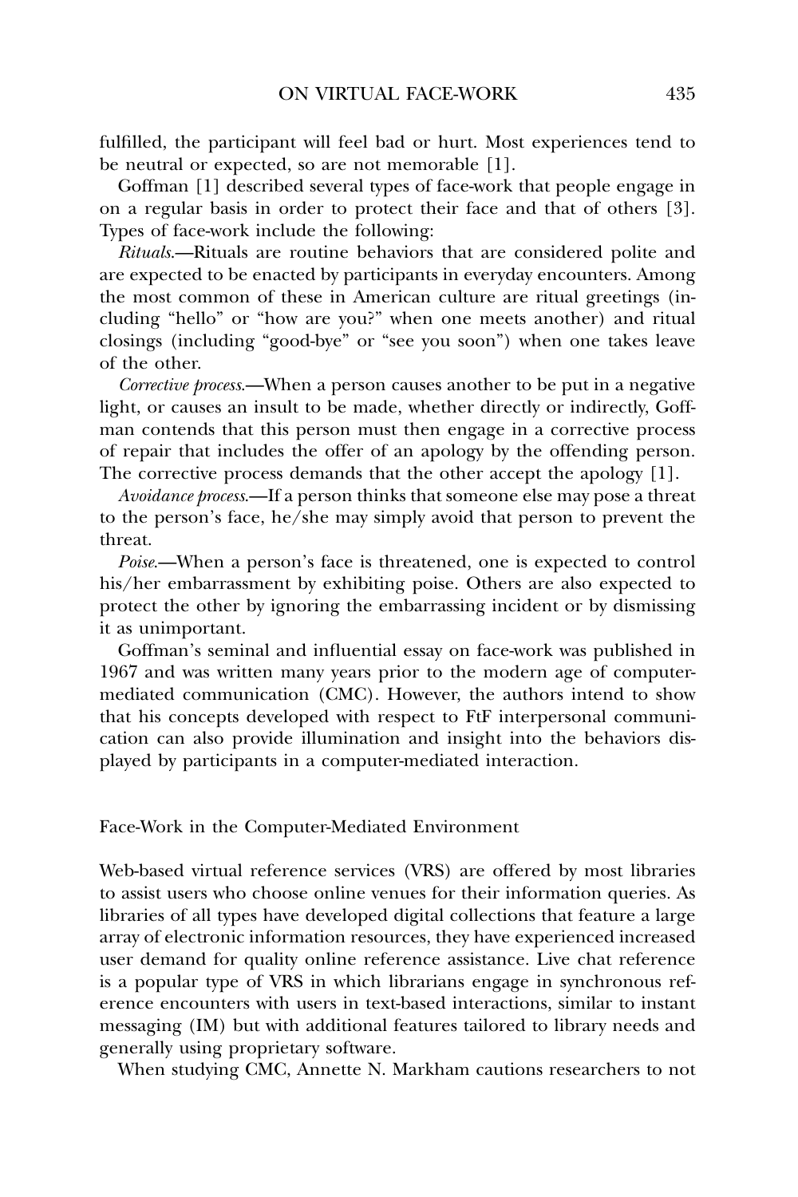fulfilled, the participant will feel bad or hurt. Most experiences tend to be neutral or expected, so are not memorable [1].

Goffman [1] described several types of face-work that people engage in on a regular basis in order to protect their face and that of others [3]. Types of face-work include the following:

*Rituals.*—Rituals are routine behaviors that are considered polite and are expected to be enacted by participants in everyday encounters. Among the most common of these in American culture are ritual greetings (including "hello" or "how are you?" when one meets another) and ritual closings (including "good-bye" or "see you soon") when one takes leave of the other.

*Corrective process.*—When a person causes another to be put in a negative light, or causes an insult to be made, whether directly or indirectly, Goffman contends that this person must then engage in a corrective process of repair that includes the offer of an apology by the offending person. The corrective process demands that the other accept the apology [1].

*Avoidance process.*—If a person thinks that someone else may pose a threat to the person's face, he/she may simply avoid that person to prevent the threat.

*Poise.*—When a person's face is threatened, one is expected to control his/her embarrassment by exhibiting poise. Others are also expected to protect the other by ignoring the embarrassing incident or by dismissing it as unimportant.

Goffman's seminal and influential essay on face-work was published in 1967 and was written many years prior to the modern age of computer-mediated communication (CMC). However, the authors intend to show that his concepts developed with respect to FtF interpersonal communication can also provide illumination and insight into the behaviors displayed by participants in a computer-mediated interaction.

## Face-Work in the Computer-Mediated Environment

Web-based virtual reference services (VRS) are offered by most libraries to assist users who choose online venues for their information queries. As libraries of all types have developed digital collections that feature a large array of electronic information resources, they have experienced increased user demand for quality online reference assistance. Live chat reference is a popular type of VRS in which librarians engage in synchronous reference encounters with users in text-based interactions, similar to instant messaging (IM) but with additional features tailored to library needs and generally using proprietary software.

When studying CMC, Annette N. Markham cautions researchers to not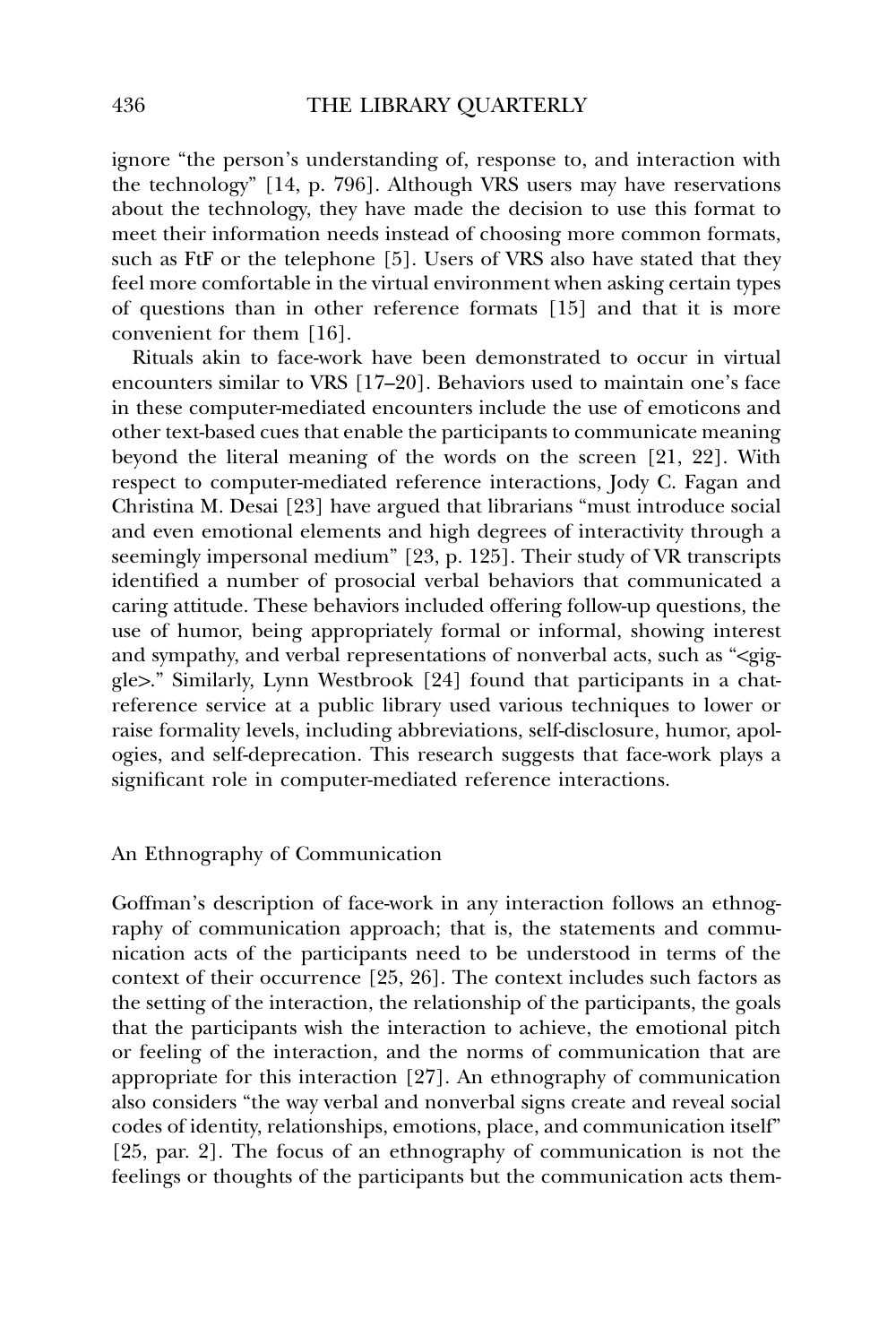ignore "the person's understanding of, response to, and interaction with the technology" [14, p. 796]. Although VRS users may have reservations about the technology, they have made the decision to use this format to meet their information needs instead of choosing more common formats, such as FtF or the telephone [5]. Users of VRS also have stated that they feel more comfortable in the virtual environment when asking certain types of questions than in other reference formats [15] and that it is more convenient for them [16].

Rituals akin to face-work have been demonstrated to occur in virtual encounters similar to VRS [17–20]. Behaviors used to maintain one's face in these computer-mediated encounters include the use of emoticons and other text-based cues that enable the participants to communicate meaning beyond the literal meaning of the words on the screen [21, 22]. With respect to computer-mediated reference interactions, Jody C. Fagan and Christina M. Desai [23] have argued that librarians "must introduce social and even emotional elements and high degrees of interactivity through a seemingly impersonal medium" [23, p. 125]. Their study of VR transcripts identified a number of prosocial verbal behaviors that communicated a caring attitude. These behaviors included offering follow-up questions, the use of humor, being appropriately formal or informal, showing interest and sympathy, and verbal representations of nonverbal acts, such as "<giggle>." Similarly, Lynn Westbrook [24] found that participants in a chat-reference service at a public library used various techniques to lower or raise formality levels, including abbreviations, self-disclosure, humor, apologies, and self-deprecation. This research suggests that face-work plays a significant role in computer-mediated reference interactions.

## An Ethnography of Communication

Goffman's description of face-work in any interaction follows an ethnography of communication approach; that is, the statements and communication acts of the participants need to be understood in terms of the context of their occurrence [25, 26]. The context includes such factors as the setting of the interaction, the relationship of the participants, the goals that the participants wish the interaction to achieve, the emotional pitch or feeling of the interaction, and the norms of communication that are appropriate for this interaction [27]. An ethnography of communication also considers "the way verbal and nonverbal signs create and reveal social codes of identity, relationships, emotions, place, and communication itself" [25, par. 2]. The focus of an ethnography of communication is not the feelings or thoughts of the participants but the communication acts them-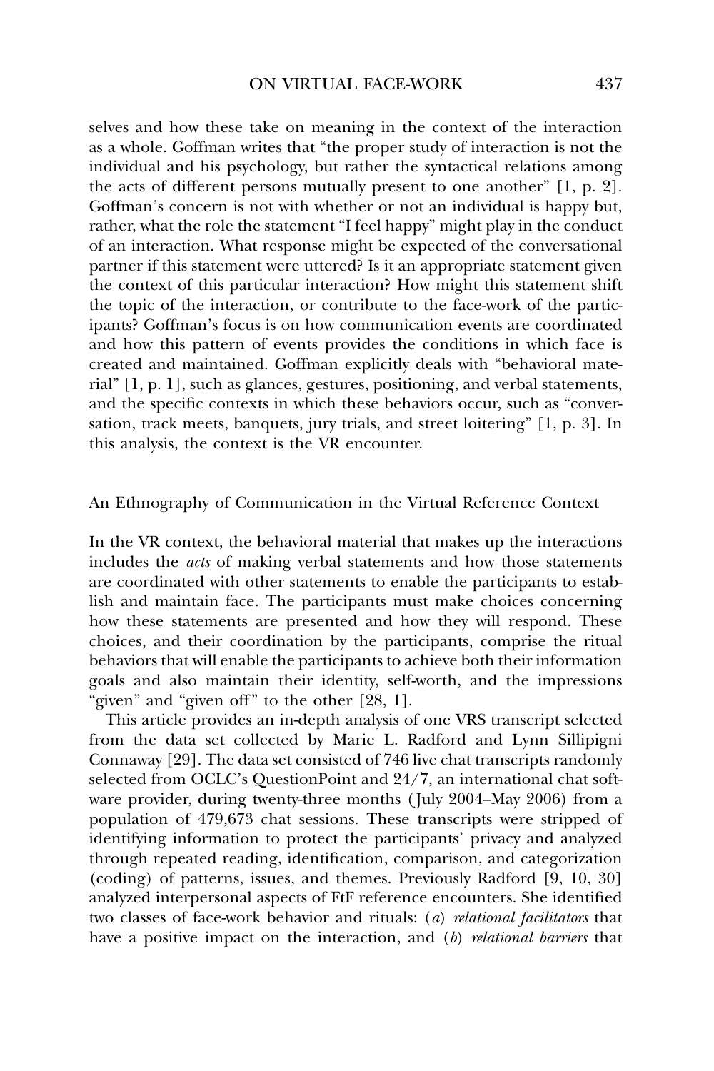selves and how these take on meaning in the context of the interaction as a whole. Goffman writes that "the proper study of interaction is not the individual and his psychology, but rather the syntactical relations among the acts of different persons mutually present to one another" [1, p. 2]. Goffman's concern is not with whether or not an individual is happy but, rather, what the role the statement "I feel happy" might play in the conduct of an interaction. What response might be expected of the conversational partner if this statement were uttered? Is it an appropriate statement given the context of this particular interaction? How might this statement shift the topic of the interaction, or contribute to the face-work of the participants? Goffman's focus is on how communication events are coordinated and how this pattern of events provides the conditions in which face is created and maintained. Goffman explicitly deals with "behavioral material" [1, p. 1], such as glances, gestures, positioning, and verbal statements, and the specific contexts in which these behaviors occur, such as "conversation, track meets, banquets, jury trials, and street loitering" [1, p. 3]. In this analysis, the context is the VR encounter.

## An Ethnography of Communication in the Virtual Reference Context

In the VR context, the behavioral material that makes up the interactions includes the *acts* of making verbal statements and how those statements are coordinated with other statements to enable the participants to establish and maintain face. The participants must make choices concerning how these statements are presented and how they will respond. These choices, and their coordination by the participants, comprise the ritual behaviors that will enable the participants to achieve both their information goals and also maintain their identity, self-worth, and the impressions "given" and "given off" to the other [28, 1].

This article provides an in-depth analysis of one VRS transcript selected from the data set collected by Marie L. Radford and Lynn Sillipigni Connaway [29]. The data set consisted of 746 live chat transcripts randomly selected from OCLC's QuestionPoint and 24/7, an international chat software provider, during twenty-three months (July 2004–May 2006) from a population of 479,673 chat sessions. These transcripts were stripped of identifying information to protect the participants' privacy and analyzed through repeated reading, identification, comparison, and categorization (coding) of patterns, issues, and themes. Previously Radford [9, 10, 30] analyzed interpersonal aspects of FtF reference encounters. She identified two classes of face-work behavior and rituals: (*a*) *relational facilitators* that have a positive impact on the interaction, and (*b*) *relational barriers* that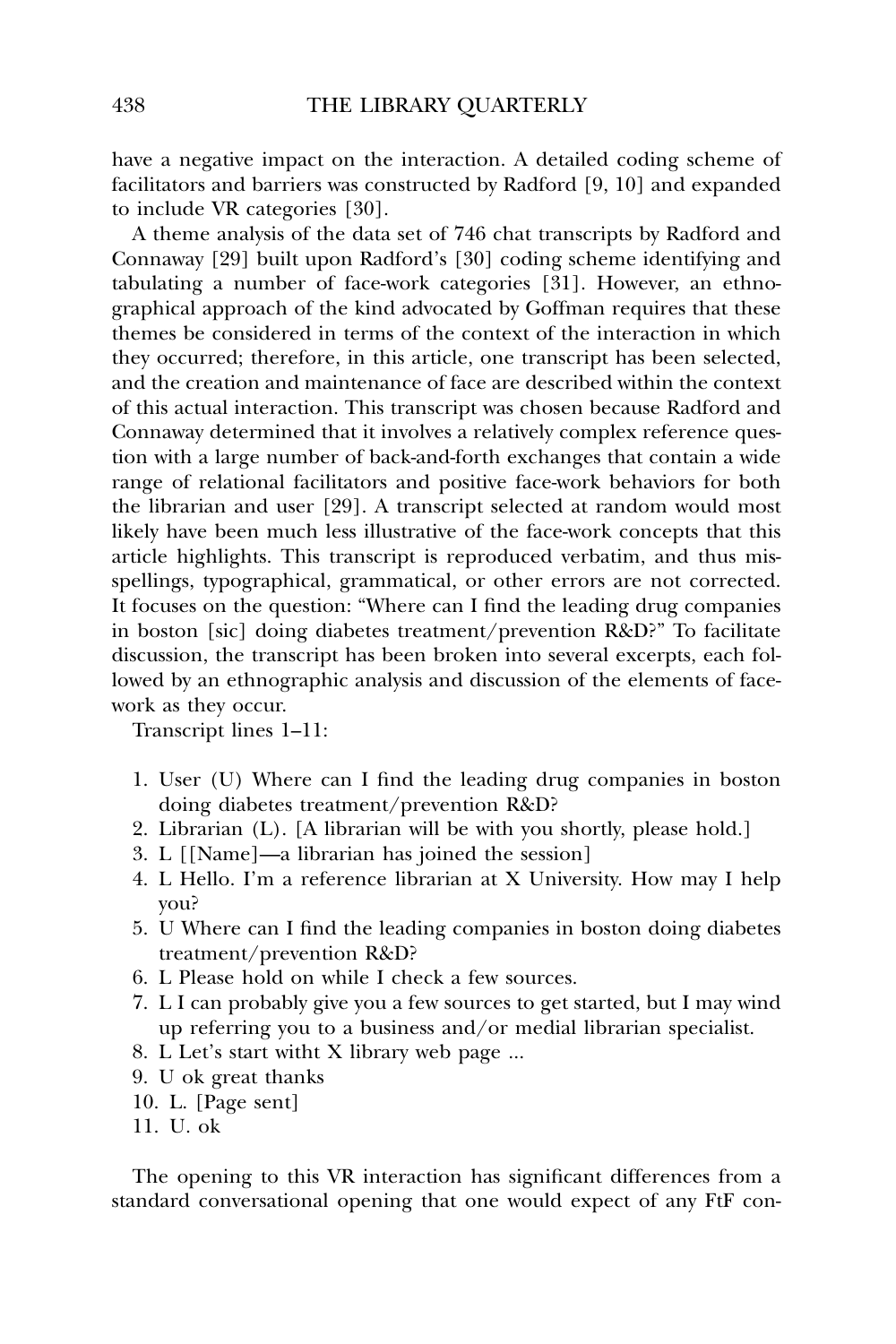have a negative impact on the interaction. A detailed coding scheme of facilitators and barriers was constructed by Radford [9, 10] and expanded to include VR categories [30].

A theme analysis of the data set of 746 chat transcripts by Radford and Connaway [29] built upon Radford's [30] coding scheme identifying and tabulating a number of face-work categories [31]. However, an ethnographical approach of the kind advocated by Goffman requires that these themes be considered in terms of the context of the interaction in which they occurred; therefore, in this article, one transcript has been selected, and the creation and maintenance of face are described within the context of this actual interaction. This transcript was chosen because Radford and Connaway determined that it involves a relatively complex reference question with a large number of back-and-forth exchanges that contain a wide range of relational facilitators and positive face-work behaviors for both the librarian and user [29]. A transcript selected at random would most likely have been much less illustrative of the face-work concepts that this article highlights. This transcript is reproduced verbatim, and thus misspellings, typographical, grammatical, or other errors are not corrected. It focuses on the question: "Where can I find the leading drug companies in boston [sic] doing diabetes treatment/prevention R&D?" To facilitate discussion, the transcript has been broken into several excerpts, each followed by an ethnographic analysis and discussion of the elements of face-work as they occur.

Transcript lines 1–11:

1. User (U) Where can I find the leading drug companies in boston doing diabetes treatment/prevention R&D?
2. Librarian (L). [A librarian will be with you shortly, please hold.]
3. L [[Name]—a librarian has joined the session]
4. L Hello. I'm a reference librarian at X University. How may I help you?
5. U Where can I find the leading companies in boston doing diabetes treatment/prevention R&D?
6. L Please hold on while I check a few sources.
7. L I can probably give you a few sources to get started, but I may wind up referring you to a business and/or medial librarian specialist.
8. L Let's start witht X library web page ...
9. U ok great thanks
10. L. [Page sent]
11. U. ok

The opening to this VR interaction has significant differences from a standard conversational opening that one would expect of any FtF con-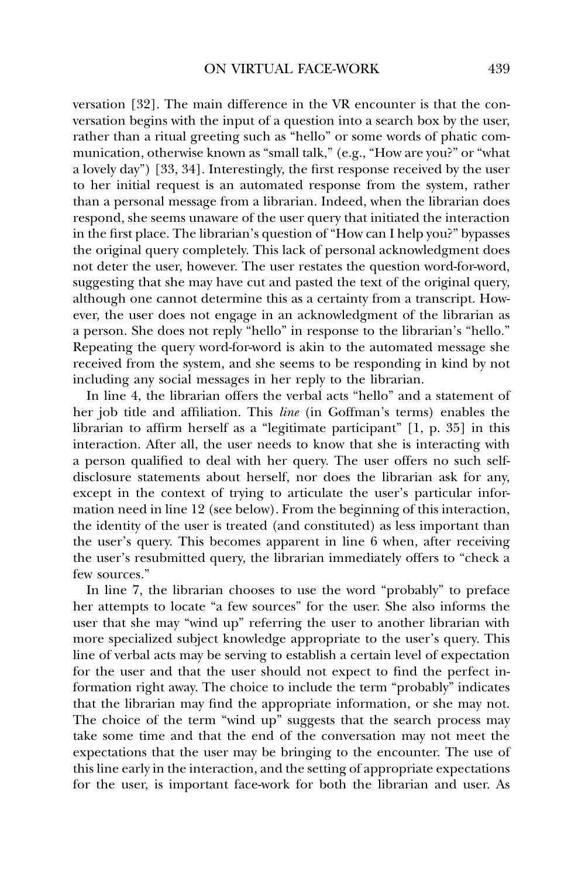versation [32]. The main difference in the VR encounter is that the conversation begins with the input of a question into a search box by the user, rather than a ritual greeting such as "hello" or some words of phatic communication, otherwise known as "small talk," (e.g., "How are you?" or "what a lovely day") [33, 34]. Interestingly, the first response received by the user to her initial request is an automated response from the system, rather than a personal message from a librarian. Indeed, when the librarian does respond, she seems unaware of the user query that initiated the interaction in the first place. The librarian's question of "How can I help you?" bypasses the original query completely. This lack of personal acknowledgment does not deter the user, however. The user restates the question word-for-word, suggesting that she may have cut and pasted the text of the original query, although one cannot determine this as a certainty from a transcript. However, the user does not engage in an acknowledgment of the librarian as a person. She does not reply "hello" in response to the librarian's "hello." Repeating the query word-for-word is akin to the automated message she received from the system, and she seems to be responding in kind by not including any social messages in her reply to the librarian.

In line 4, the librarian offers the verbal acts "hello" and a statement of her job title and affiliation. This *line* (in Goffman's terms) enables the librarian to affirm herself as a "legitimate participant" [1, p. 35] in this interaction. After all, the user needs to know that she is interacting with a person qualified to deal with her query. The user offers no such self-disclosure statements about herself, nor does the librarian ask for any, except in the context of trying to articulate the user's particular information need in line 12 (see below). From the beginning of this interaction, the identity of the user is treated (and constituted) as less important than the user's query. This becomes apparent in line 6 when, after receiving the user's resubmitted query, the librarian immediately offers to "check a few sources."

In line 7, the librarian chooses to use the word "probably" to preface her attempts to locate "a few sources" for the user. She also informs the user that she may "wind up" referring the user to another librarian with more specialized subject knowledge appropriate to the user's query. This line of verbal acts may be serving to establish a certain level of expectation for the user and that the user should not expect to find the perfect information right away. The choice to include the term "probably" indicates that the librarian may find the appropriate information, or she may not. The choice of the term "wind up" suggests that the search process may take some time and that the end of the conversation may not meet the expectations that the user may be bringing to the encounter. The use of this line early in the interaction, and the setting of appropriate expectations for the user, is important face-work for both the librarian and user. As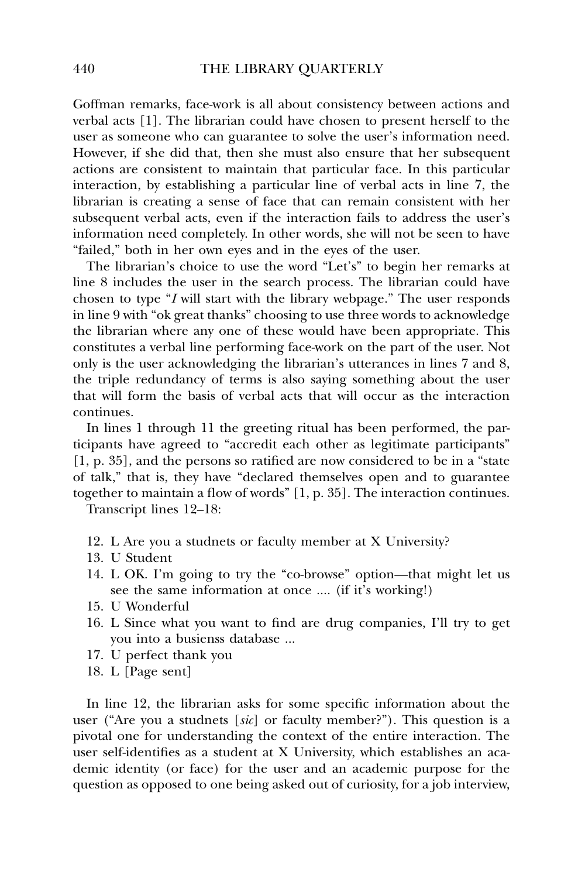Goffman remarks, face-work is all about consistency between actions and verbal acts [1]. The librarian could have chosen to present herself to the user as someone who can guarantee to solve the user's information need. However, if she did that, then she must also ensure that her subsequent actions are consistent to maintain that particular face. In this particular interaction, by establishing a particular line of verbal acts in line 7, the librarian is creating a sense of face that can remain consistent with her subsequent verbal acts, even if the interaction fails to address the user's information need completely. In other words, she will not be seen to have "failed," both in her own eyes and in the eyes of the user.

The librarian's choice to use the word "Let's" to begin her remarks at line 8 includes the user in the search process. The librarian could have chosen to type "*I* will start with the library webpage." The user responds in line 9 with "ok great thanks" choosing to use three words to acknowledge the librarian where any one of these would have been appropriate. This constitutes a verbal line performing face-work on the part of the user. Not only is the user acknowledging the librarian's utterances in lines 7 and 8, the triple redundancy of terms is also saying something about the user that will form the basis of verbal acts that will occur as the interaction continues.

In lines 1 through 11 the greeting ritual has been performed, the participants have agreed to "accredit each other as legitimate participants" [1, p. 35], and the persons so ratified are now considered to be in a "state of talk," that is, they have "declared themselves open and to guarantee together to maintain a flow of words" [1, p. 35]. The interaction continues.

Transcript lines 12–18:

12. L Are you a studnets or faculty member at X University?
13. U Student
14. L OK. I'm going to try the "co-browse" option—that might let us see the same information at once .... (if it's working!)
15. U Wonderful
16. L Since what you want to find are drug companies, I'll try to get you into a busienss database ...
17. U perfect thank you
18. L [Page sent]

In line 12, the librarian asks for some specific information about the user ("Are you a studnets [*sic*] or faculty member?"). This question is a pivotal one for understanding the context of the entire interaction. The user self-identifies as a student at X University, which establishes an academic identity (or face) for the user and an academic purpose for the question as opposed to one being asked out of curiosity, for a job interview,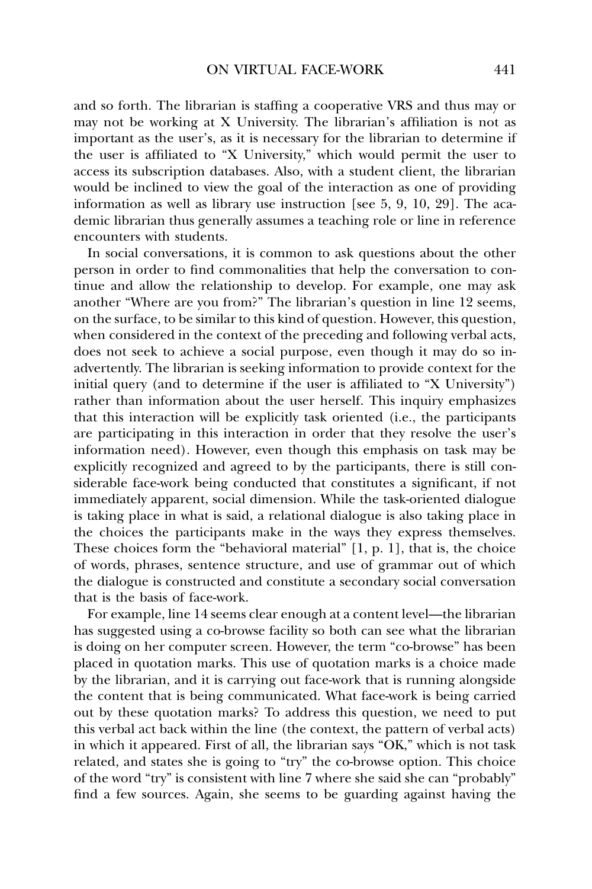and so forth. The librarian is staffing a cooperative VRS and thus may or may not be working at X University. The librarian's affiliation is not as important as the user's, as it is necessary for the librarian to determine if the user is affiliated to "X University," which would permit the user to access its subscription databases. Also, with a student client, the librarian would be inclined to view the goal of the interaction as one of providing information as well as library use instruction [see 5, 9, 10, 29]. The academic librarian thus generally assumes a teaching role or line in reference encounters with students.

In social conversations, it is common to ask questions about the other person in order to find commonalities that help the conversation to continue and allow the relationship to develop. For example, one may ask another "Where are you from?" The librarian's question in line 12 seems, on the surface, to be similar to this kind of question. However, this question, when considered in the context of the preceding and following verbal acts, does not seek to achieve a social purpose, even though it may do so inadvertently. The librarian is seeking information to provide context for the initial query (and to determine if the user is affiliated to "X University") rather than information about the user herself. This inquiry emphasizes that this interaction will be explicitly task oriented (i.e., the participants are participating in this interaction in order that they resolve the user's information need). However, even though this emphasis on task may be explicitly recognized and agreed to by the participants, there is still considerable face-work being conducted that constitutes a significant, if not immediately apparent, social dimension. While the task-oriented dialogue is taking place in what is said, a relational dialogue is also taking place in the choices the participants make in the ways they express themselves. These choices form the "behavioral material" [1, p. 1], that is, the choice of words, phrases, sentence structure, and use of grammar out of which the dialogue is constructed and constitute a secondary social conversation that is the basis of face-work.

For example, line 14 seems clear enough at a content level—the librarian has suggested using a co-browse facility so both can see what the librarian is doing on her computer screen. However, the term "co-browse" has been placed in quotation marks. This use of quotation marks is a choice made by the librarian, and it is carrying out face-work that is running alongside the content that is being communicated. What face-work is being carried out by these quotation marks? To address this question, we need to put this verbal act back within the line (the context, the pattern of verbal acts) in which it appeared. First of all, the librarian says "OK," which is not task related, and states she is going to "try" the co-browse option. This choice of the word "try" is consistent with line 7 where she said she can "probably" find a few sources. Again, she seems to be guarding against having the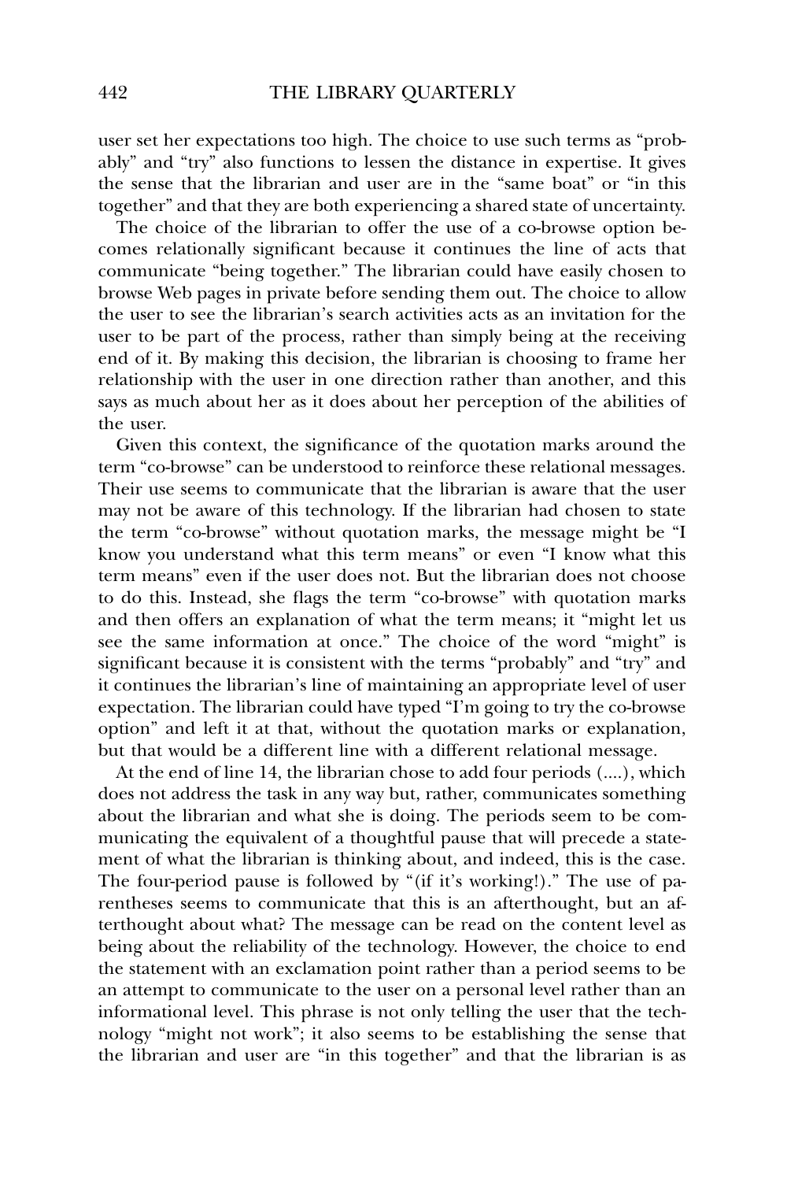user set her expectations too high. The choice to use such terms as "probably" and "try" also functions to lessen the distance in expertise. It gives the sense that the librarian and user are in the "same boat" or "in this together" and that they are both experiencing a shared state of uncertainty.

The choice of the librarian to offer the use of a co-browse option becomes relationally significant because it continues the line of acts that communicate "being together." The librarian could have easily chosen to browse Web pages in private before sending them out. The choice to allow the user to see the librarian's search activities acts as an invitation for the user to be part of the process, rather than simply being at the receiving end of it. By making this decision, the librarian is choosing to frame her relationship with the user in one direction rather than another, and this says as much about her as it does about her perception of the abilities of the user.

Given this context, the significance of the quotation marks around the term "co-browse" can be understood to reinforce these relational messages. Their use seems to communicate that the librarian is aware that the user may not be aware of this technology. If the librarian had chosen to state the term "co-browse" without quotation marks, the message might be "I know you understand what this term means" or even "I know what this term means" even if the user does not. But the librarian does not choose to do this. Instead, she flags the term "co-browse" with quotation marks and then offers an explanation of what the term means; it "might let us see the same information at once." The choice of the word "might" is significant because it is consistent with the terms "probably" and "try" and it continues the librarian's line of maintaining an appropriate level of user expectation. The librarian could have typed "I'm going to try the co-browse option" and left it at that, without the quotation marks or explanation, but that would be a different line with a different relational message.

At the end of line 14, the librarian chose to add four periods (....), which does not address the task in any way but, rather, communicates something about the librarian and what she is doing. The periods seem to be communicating the equivalent of a thoughtful pause that will precede a statement of what the librarian is thinking about, and indeed, this is the case. The four-period pause is followed by "(if it's working!)." The use of parentheses seems to communicate that this is an afterthought, but an afterthought about what? The message can be read on the content level as being about the reliability of the technology. However, the choice to end the statement with an exclamation point rather than a period seems to be an attempt to communicate to the user on a personal level rather than an informational level. This phrase is not only telling the user that the technology "might not work"; it also seems to be establishing the sense that the librarian and user are "in this together" and that the librarian is as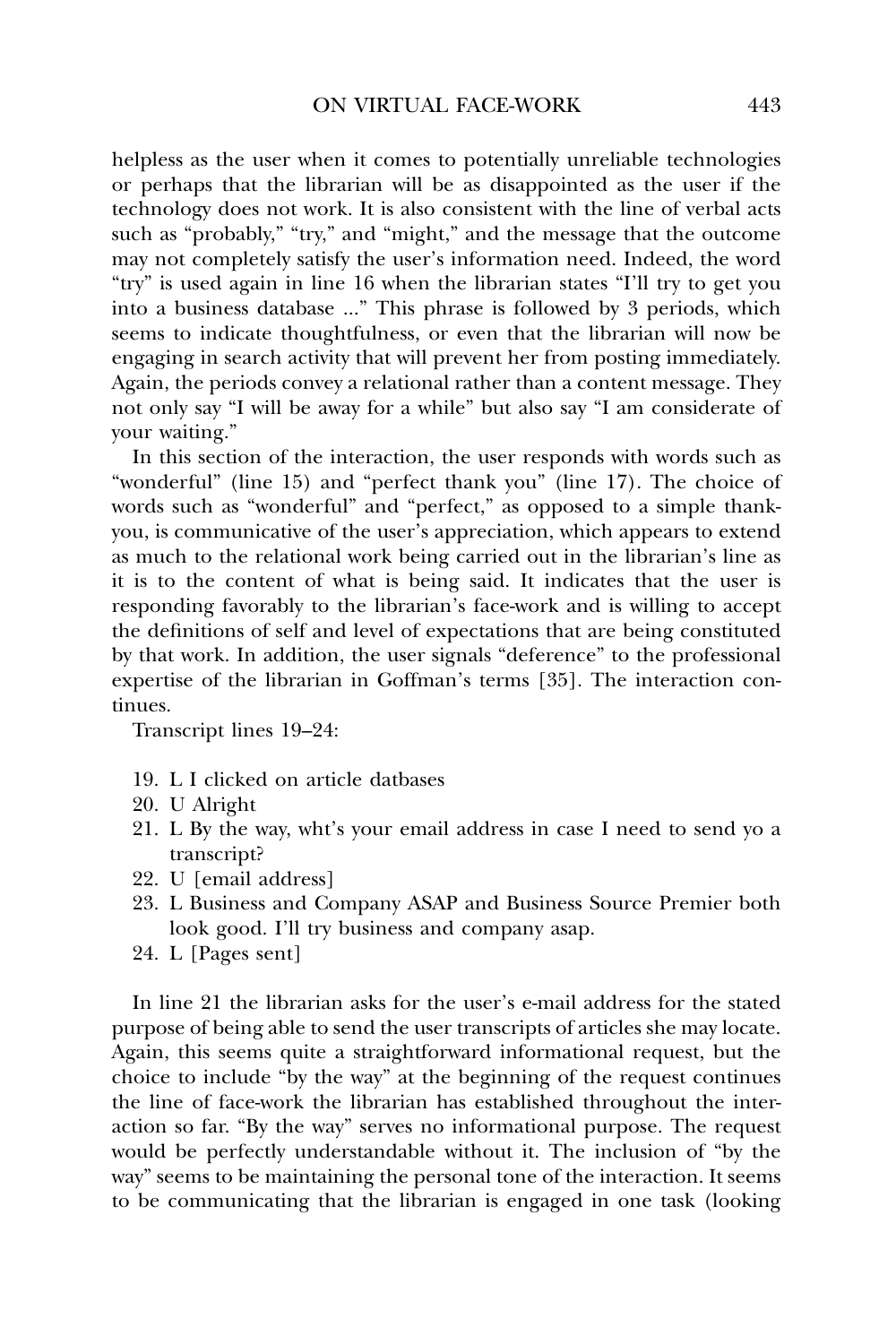helpless as the user when it comes to potentially unreliable technologies or perhaps that the librarian will be as disappointed as the user if the technology does not work. It is also consistent with the line of verbal acts such as "probably," "try," and "might," and the message that the outcome may not completely satisfy the user's information need. Indeed, the word "try" is used again in line 16 when the librarian states "I'll try to get you into a business database ..." This phrase is followed by 3 periods, which seems to indicate thoughtfulness, or even that the librarian will now be engaging in search activity that will prevent her from posting immediately. Again, the periods convey a relational rather than a content message. They not only say "I will be away for a while" but also say "I am considerate of your waiting."

In this section of the interaction, the user responds with words such as "wonderful" (line 15) and "perfect thank you" (line 17). The choice of words such as "wonderful" and "perfect," as opposed to a simple thank-you, is communicative of the user's appreciation, which appears to extend as much to the relational work being carried out in the librarian's line as it is to the content of what is being said. It indicates that the user is responding favorably to the librarian's face-work and is willing to accept the definitions of self and level of expectations that are being constituted by that work. In addition, the user signals "deference" to the professional expertise of the librarian in Goffman's terms [35]. The interaction continues.

Transcript lines 19–24:

19. L I clicked on article datbases
20. U Alright
21. L By the way, wht's your email address in case I need to send yo a transcript?
22. U [email address]
23. L Business and Company ASAP and Business Source Premier both look good. I'll try business and company asap.
24. L [Pages sent]

In line 21 the librarian asks for the user's e-mail address for the stated purpose of being able to send the user transcripts of articles she may locate. Again, this seems quite a straightforward informational request, but the choice to include "by the way" at the beginning of the request continues the line of face-work the librarian has established throughout the interaction so far. "By the way" serves no informational purpose. The request would be perfectly understandable without it. The inclusion of "by the way" seems to be maintaining the personal tone of the interaction. It seems to be communicating that the librarian is engaged in one task (looking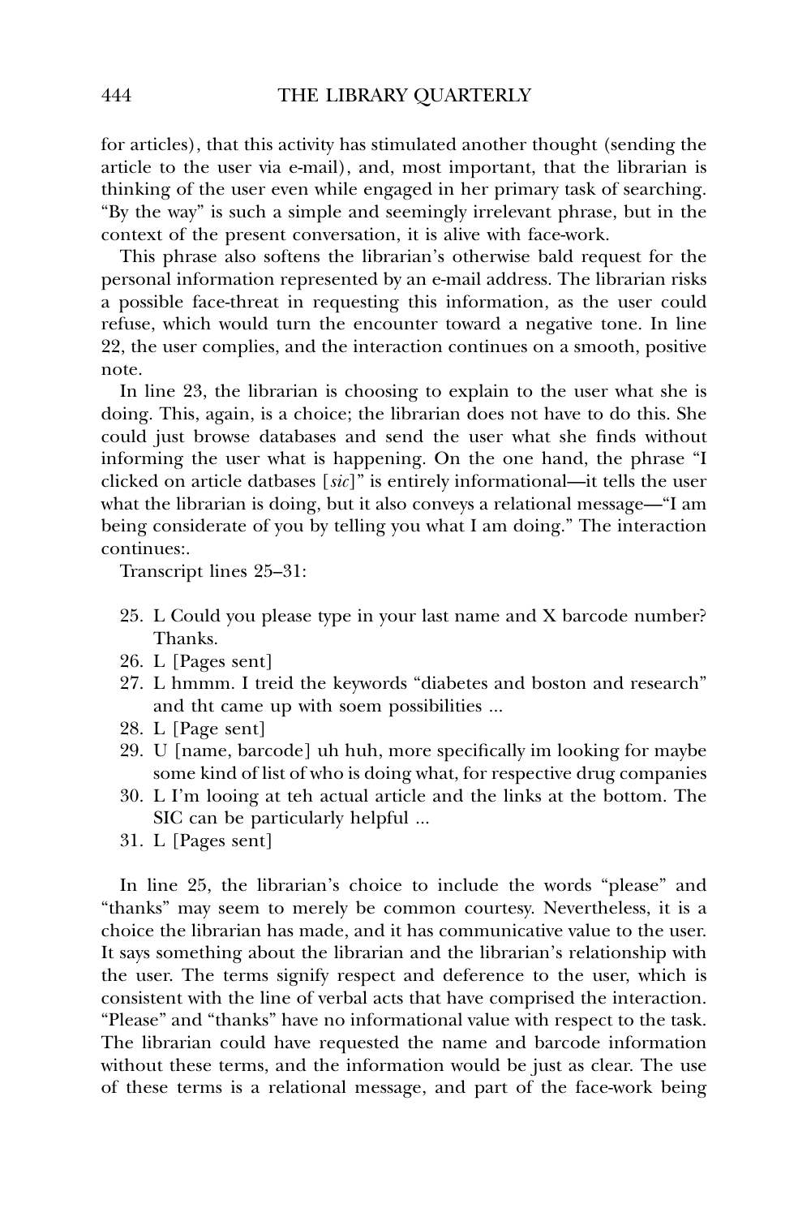for articles), that this activity has stimulated another thought (sending the article to the user via e-mail), and, most important, that the librarian is thinking of the user even while engaged in her primary task of searching. "By the way" is such a simple and seemingly irrelevant phrase, but in the context of the present conversation, it is alive with face-work.

This phrase also softens the librarian's otherwise bald request for the personal information represented by an e-mail address. The librarian risks a possible face-threat in requesting this information, as the user could refuse, which would turn the encounter toward a negative tone. In line 22, the user complies, and the interaction continues on a smooth, positive note.

In line 23, the librarian is choosing to explain to the user what she is doing. This, again, is a choice; the librarian does not have to do this. She could just browse databases and send the user what she finds without informing the user what is happening. On the one hand, the phrase "I clicked on article datbases [*sic*]" is entirely informational—it tells the user what the librarian is doing, but it also conveys a relational message—"I am being considerate of you by telling you what I am doing." The interaction continues:.

Transcript lines 25–31:

25. L Could you please type in your last name and X barcode number? Thanks.
26. L [Pages sent]
27. L hmmm. I treid the keywords "diabetes and boston and research" and tht came up with soem possibilities ...
28. L [Page sent]
29. U [name, barcode] uh huh, more specifically im looking for maybe some kind of list of who is doing what, for respective drug companies
30. L I'm looing at teh actual article and the links at the bottom. The SIC can be particularly helpful ...
31. L [Pages sent]

In line 25, the librarian's choice to include the words "please" and "thanks" may seem to merely be common courtesy. Nevertheless, it is a choice the librarian has made, and it has communicative value to the user. It says something about the librarian and the librarian's relationship with the user. The terms signify respect and deference to the user, which is consistent with the line of verbal acts that have comprised the interaction. "Please" and "thanks" have no informational value with respect to the task. The librarian could have requested the name and barcode information without these terms, and the information would be just as clear. The use of these terms is a relational message, and part of the face-work being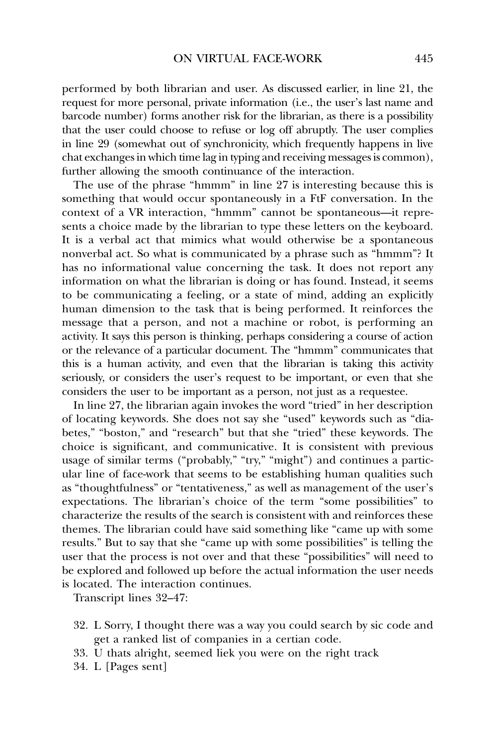performed by both librarian and user. As discussed earlier, in line 21, the request for more personal, private information (i.e., the user's last name and barcode number) forms another risk for the librarian, as there is a possibility that the user could choose to refuse or log off abruptly. The user complies in line 29 (somewhat out of synchronicity, which frequently happens in live chat exchanges in which time lag in typing and receiving messages is common), further allowing the smooth continuance of the interaction.

The use of the phrase "hmmm" in line 27 is interesting because this is something that would occur spontaneously in a FtF conversation. In the context of a VR interaction, "hmmm" cannot be spontaneous—it represents a choice made by the librarian to type these letters on the keyboard. It is a verbal act that mimics what would otherwise be a spontaneous nonverbal act. So what is communicated by a phrase such as "hmmm"? It has no informational value concerning the task. It does not report any information on what the librarian is doing or has found. Instead, it seems to be communicating a feeling, or a state of mind, adding an explicitly human dimension to the task that is being performed. It reinforces the message that a person, and not a machine or robot, is performing an activity. It says this person is thinking, perhaps considering a course of action or the relevance of a particular document. The "hmmm" communicates that this is a human activity, and even that the librarian is taking this activity seriously, or considers the user's request to be important, or even that she considers the user to be important as a person, not just as a requestee.

In line 27, the librarian again invokes the word "tried" in her description of locating keywords. She does not say she "used" keywords such as "diabetes," "boston," and "research" but that she "tried" these keywords. The choice is significant, and communicative. It is consistent with previous usage of similar terms ("probably," "try," "might") and continues a particular line of face-work that seems to be establishing human qualities such as "thoughtfulness" or "tentativeness," as well as management of the user's expectations. The librarian's choice of the term "some possibilities" to characterize the results of the search is consistent with and reinforces these themes. The librarian could have said something like "came up with some results." But to say that she "came up with some possibilities" is telling the user that the process is not over and that these "possibilities" will need to be explored and followed up before the actual information the user needs is located. The interaction continues.

Transcript lines 32–47:

32. L Sorry, I thought there was a way you could search by sic code and get a ranked list of companies in a certian code.
33. U thats alright, seemed liek you were on the right track
34. L [Pages sent]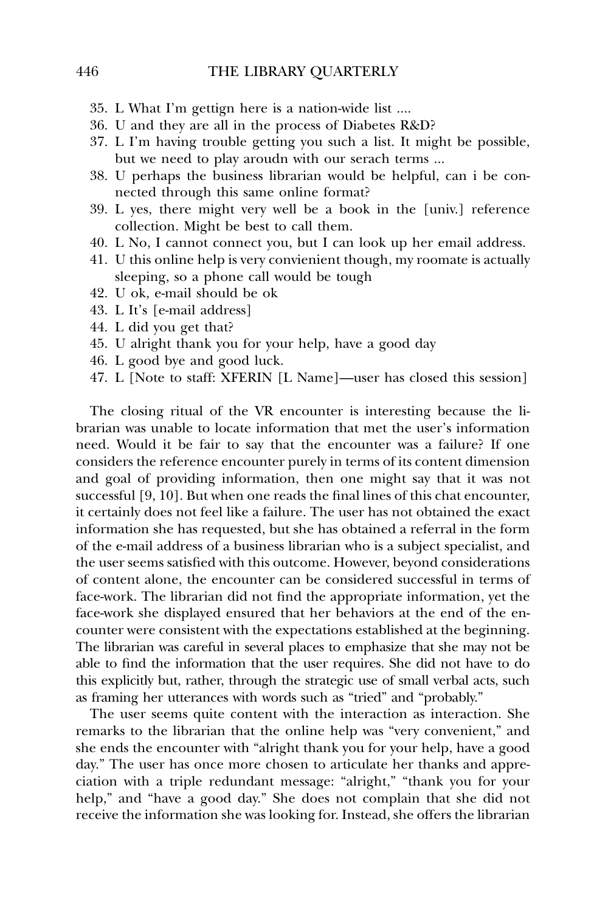35. L What I'm gettign here is a nation-wide list ....
36. U and they are all in the process of Diabetes R&D?
37. L I'm having trouble getting you such a list. It might be possible, but we need to play aroudn with our serach terms ...
38. U perhaps the business librarian would be helpful, can i be connected through this same online format?
39. L yes, there might very well be a book in the [univ.] reference collection. Might be best to call them.
40. L No, I cannot connect you, but I can look up her email address.
41. U this online help is very convienient though, my roomate is actually sleeping, so a phone call would be tough
42. U ok, e-mail should be ok
43. L It's [e-mail address]
44. L did you get that?
45. U alright thank you for your help, have a good day
46. L good bye and good luck.
47. L [Note to staff: XFERIN [L Name]—user has closed this session]

The closing ritual of the VR encounter is interesting because the librarian was unable to locate information that met the user's information need. Would it be fair to say that the encounter was a failure? If one considers the reference encounter purely in terms of its content dimension and goal of providing information, then one might say that it was not successful [9, 10]. But when one reads the final lines of this chat encounter, it certainly does not feel like a failure. The user has not obtained the exact information she has requested, but she has obtained a referral in the form of the e-mail address of a business librarian who is a subject specialist, and the user seems satisfied with this outcome. However, beyond considerations of content alone, the encounter can be considered successful in terms of face-work. The librarian did not find the appropriate information, yet the face-work she displayed ensured that her behaviors at the end of the encounter were consistent with the expectations established at the beginning. The librarian was careful in several places to emphasize that she may not be able to find the information that the user requires. She did not have to do this explicitly but, rather, through the strategic use of small verbal acts, such as framing her utterances with words such as "tried" and "probably."

The user seems quite content with the interaction as interaction. She remarks to the librarian that the online help was "very convenient," and she ends the encounter with "alright thank you for your help, have a good day." The user has once more chosen to articulate her thanks and appreciation with a triple redundant message: "alright," "thank you for your help," and "have a good day." She does not complain that she did not receive the information she was looking for. Instead, she offers the librarian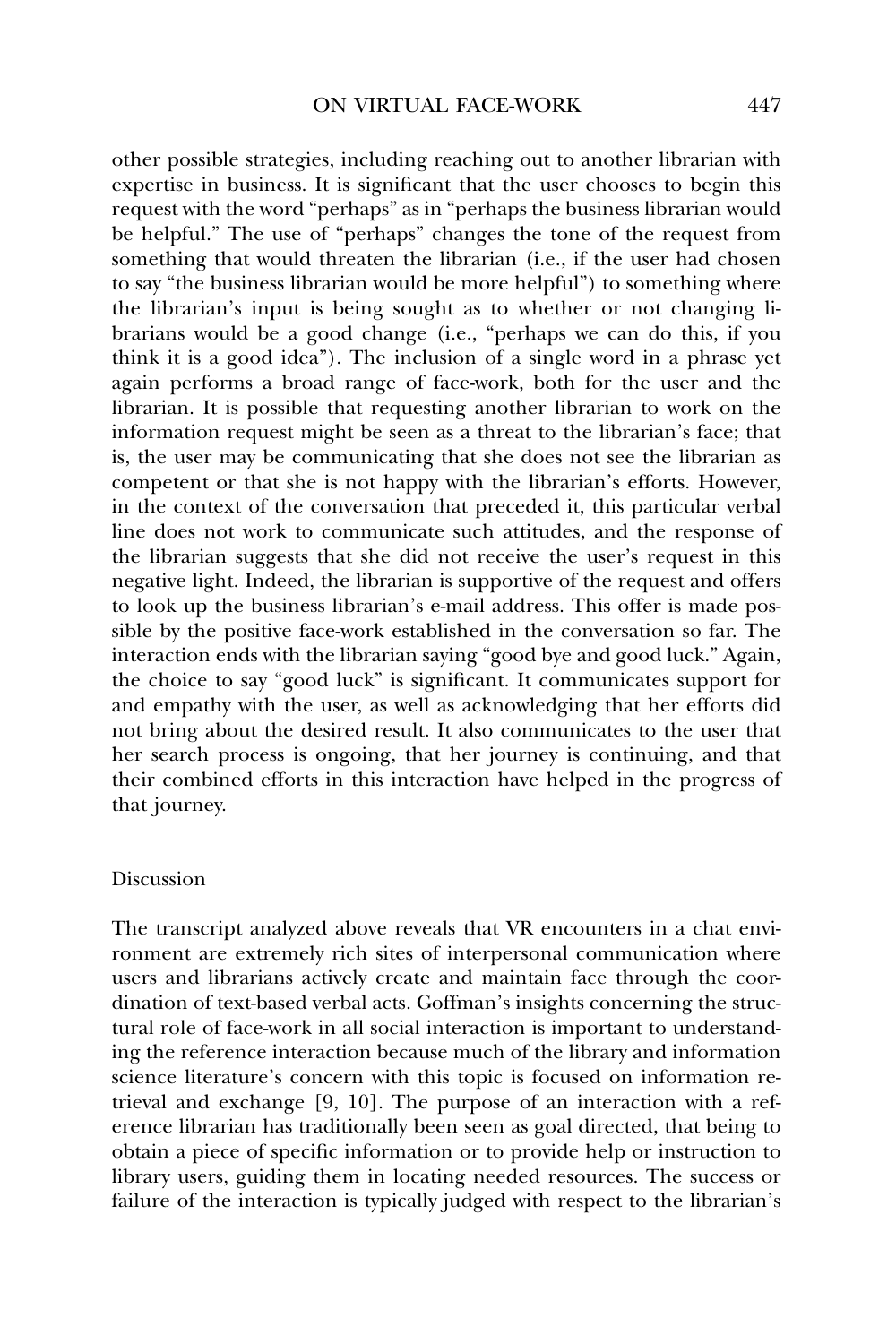other possible strategies, including reaching out to another librarian with expertise in business. It is significant that the user chooses to begin this request with the word "perhaps" as in "perhaps the business librarian would be helpful." The use of "perhaps" changes the tone of the request from something that would threaten the librarian (i.e., if the user had chosen to say "the business librarian would be more helpful") to something where the librarian's input is being sought as to whether or not changing librarians would be a good change (i.e., "perhaps we can do this, if you think it is a good idea"). The inclusion of a single word in a phrase yet again performs a broad range of face-work, both for the user and the librarian. It is possible that requesting another librarian to work on the information request might be seen as a threat to the librarian's face; that is, the user may be communicating that she does not see the librarian as competent or that she is not happy with the librarian's efforts. However, in the context of the conversation that preceded it, this particular verbal line does not work to communicate such attitudes, and the response of the librarian suggests that she did not receive the user's request in this negative light. Indeed, the librarian is supportive of the request and offers to look up the business librarian's e-mail address. This offer is made possible by the positive face-work established in the conversation so far. The interaction ends with the librarian saying "good bye and good luck." Again, the choice to say "good luck" is significant. It communicates support for and empathy with the user, as well as acknowledging that her efforts did not bring about the desired result. It also communicates to the user that her search process is ongoing, that her journey is continuing, and that their combined efforts in this interaction have helped in the progress of that journey.

## Discussion

The transcript analyzed above reveals that VR encounters in a chat environment are extremely rich sites of interpersonal communication where users and librarians actively create and maintain face through the coordination of text-based verbal acts. Goffman's insights concerning the structural role of face-work in all social interaction is important to understanding the reference interaction because much of the library and information science literature's concern with this topic is focused on information retrieval and exchange [9, 10]. The purpose of an interaction with a reference librarian has traditionally been seen as goal directed, that being to obtain a piece of specific information or to provide help or instruction to library users, guiding them in locating needed resources. The success or failure of the interaction is typically judged with respect to the librarian's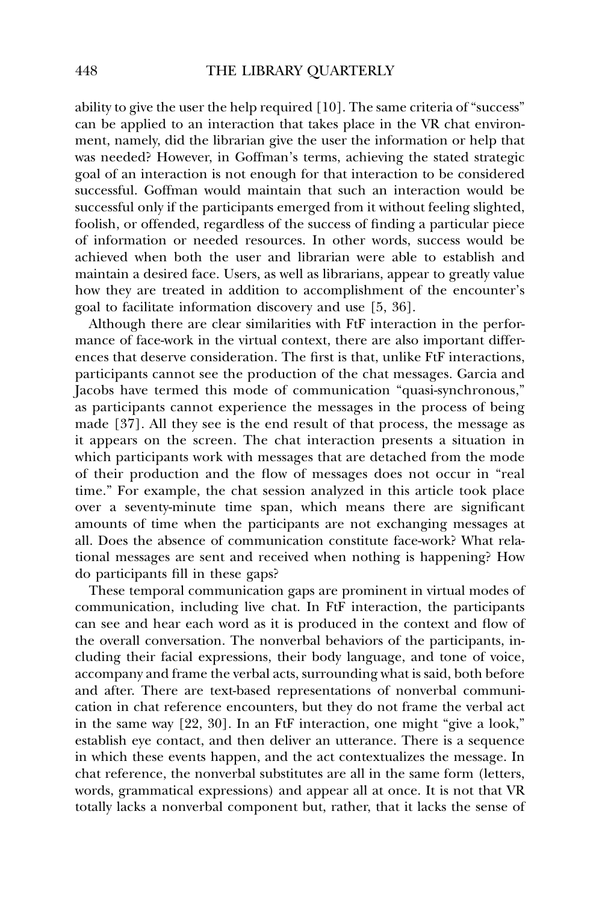ability to give the user the help required [10]. The same criteria of "success" can be applied to an interaction that takes place in the VR chat environment, namely, did the librarian give the user the information or help that was needed? However, in Goffman's terms, achieving the stated strategic goal of an interaction is not enough for that interaction to be considered successful. Goffman would maintain that such an interaction would be successful only if the participants emerged from it without feeling slighted, foolish, or offended, regardless of the success of finding a particular piece of information or needed resources. In other words, success would be achieved when both the user and librarian were able to establish and maintain a desired face. Users, as well as librarians, appear to greatly value how they are treated in addition to accomplishment of the encounter's goal to facilitate information discovery and use [5, 36].

Although there are clear similarities with FtF interaction in the performance of face-work in the virtual context, there are also important differences that deserve consideration. The first is that, unlike FtF interactions, participants cannot see the production of the chat messages. Garcia and Jacobs have termed this mode of communication "quasi-synchronous," as participants cannot experience the messages in the process of being made [37]. All they see is the end result of that process, the message as it appears on the screen. The chat interaction presents a situation in which participants work with messages that are detached from the mode of their production and the flow of messages does not occur in "real time." For example, the chat session analyzed in this article took place over a seventy-minute time span, which means there are significant amounts of time when the participants are not exchanging messages at all. Does the absence of communication constitute face-work? What relational messages are sent and received when nothing is happening? How do participants fill in these gaps?

These temporal communication gaps are prominent in virtual modes of communication, including live chat. In FtF interaction, the participants can see and hear each word as it is produced in the context and flow of the overall conversation. The nonverbal behaviors of the participants, including their facial expressions, their body language, and tone of voice, accompany and frame the verbal acts, surrounding what is said, both before and after. There are text-based representations of nonverbal communication in chat reference encounters, but they do not frame the verbal act in the same way [22, 30]. In an FtF interaction, one might "give a look," establish eye contact, and then deliver an utterance. There is a sequence in which these events happen, and the act contextualizes the message. In chat reference, the nonverbal substitutes are all in the same form (letters, words, grammatical expressions) and appear all at once. It is not that VR totally lacks a nonverbal component but, rather, that it lacks the sense of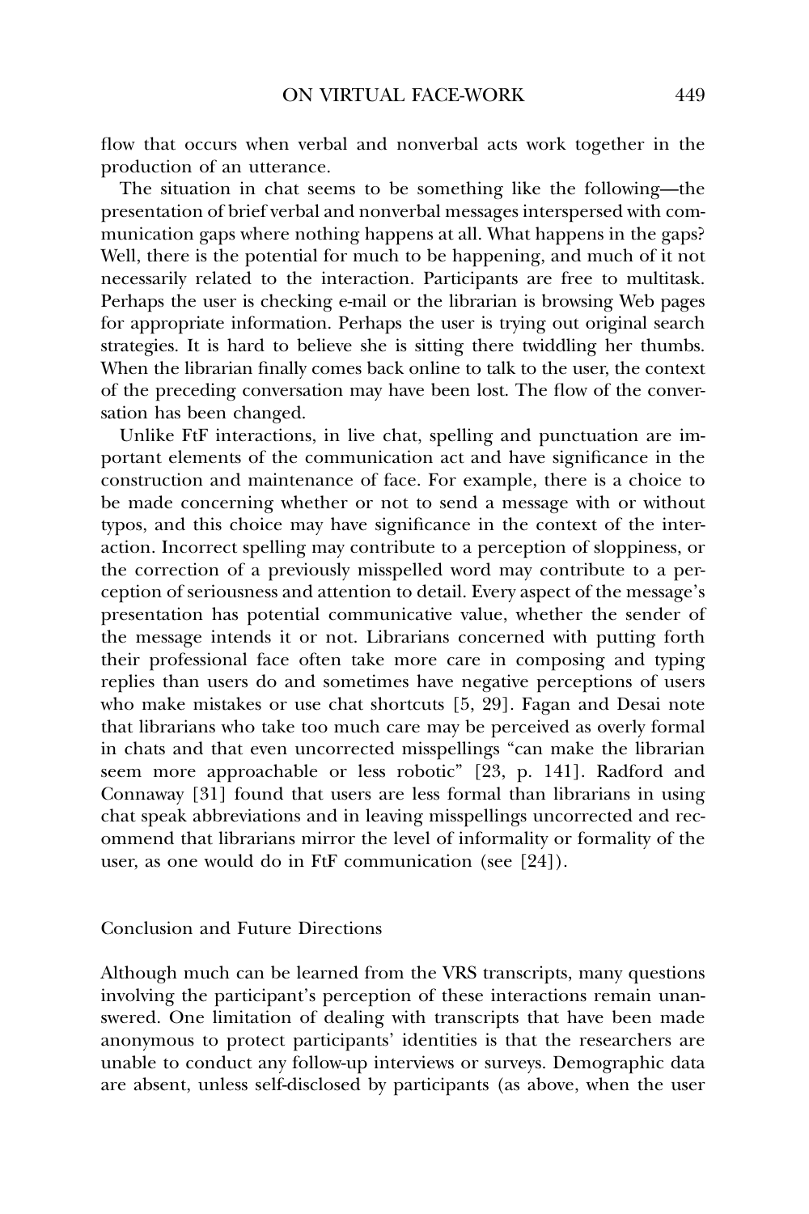flow that occurs when verbal and nonverbal acts work together in the production of an utterance.

The situation in chat seems to be something like the following—the presentation of brief verbal and nonverbal messages interspersed with communication gaps where nothing happens at all. What happens in the gaps? Well, there is the potential for much to be happening, and much of it not necessarily related to the interaction. Participants are free to multitask. Perhaps the user is checking e-mail or the librarian is browsing Web pages for appropriate information. Perhaps the user is trying out original search strategies. It is hard to believe she is sitting there twiddling her thumbs. When the librarian finally comes back online to talk to the user, the context of the preceding conversation may have been lost. The flow of the conversation has been changed.

Unlike FtF interactions, in live chat, spelling and punctuation are important elements of the communication act and have significance in the construction and maintenance of face. For example, there is a choice to be made concerning whether or not to send a message with or without typos, and this choice may have significance in the context of the interaction. Incorrect spelling may contribute to a perception of sloppiness, or the correction of a previously misspelled word may contribute to a perception of seriousness and attention to detail. Every aspect of the message's presentation has potential communicative value, whether the sender of the message intends it or not. Librarians concerned with putting forth their professional face often take more care in composing and typing replies than users do and sometimes have negative perceptions of users who make mistakes or use chat shortcuts [5, 29]. Fagan and Desai note that librarians who take too much care may be perceived as overly formal in chats and that even uncorrected misspellings "can make the librarian seem more approachable or less robotic" [23, p. 141]. Radford and Connaway [31] found that users are less formal than librarians in using chat speak abbreviations and in leaving misspellings uncorrected and recommend that librarians mirror the level of informality or formality of the user, as one would do in FtF communication (see [24]).

## Conclusion and Future Directions

Although much can be learned from the VRS transcripts, many questions involving the participant's perception of these interactions remain unanswered. One limitation of dealing with transcripts that have been made anonymous to protect participants' identities is that the researchers are unable to conduct any follow-up interviews or surveys. Demographic data are absent, unless self-disclosed by participants (as above, when the user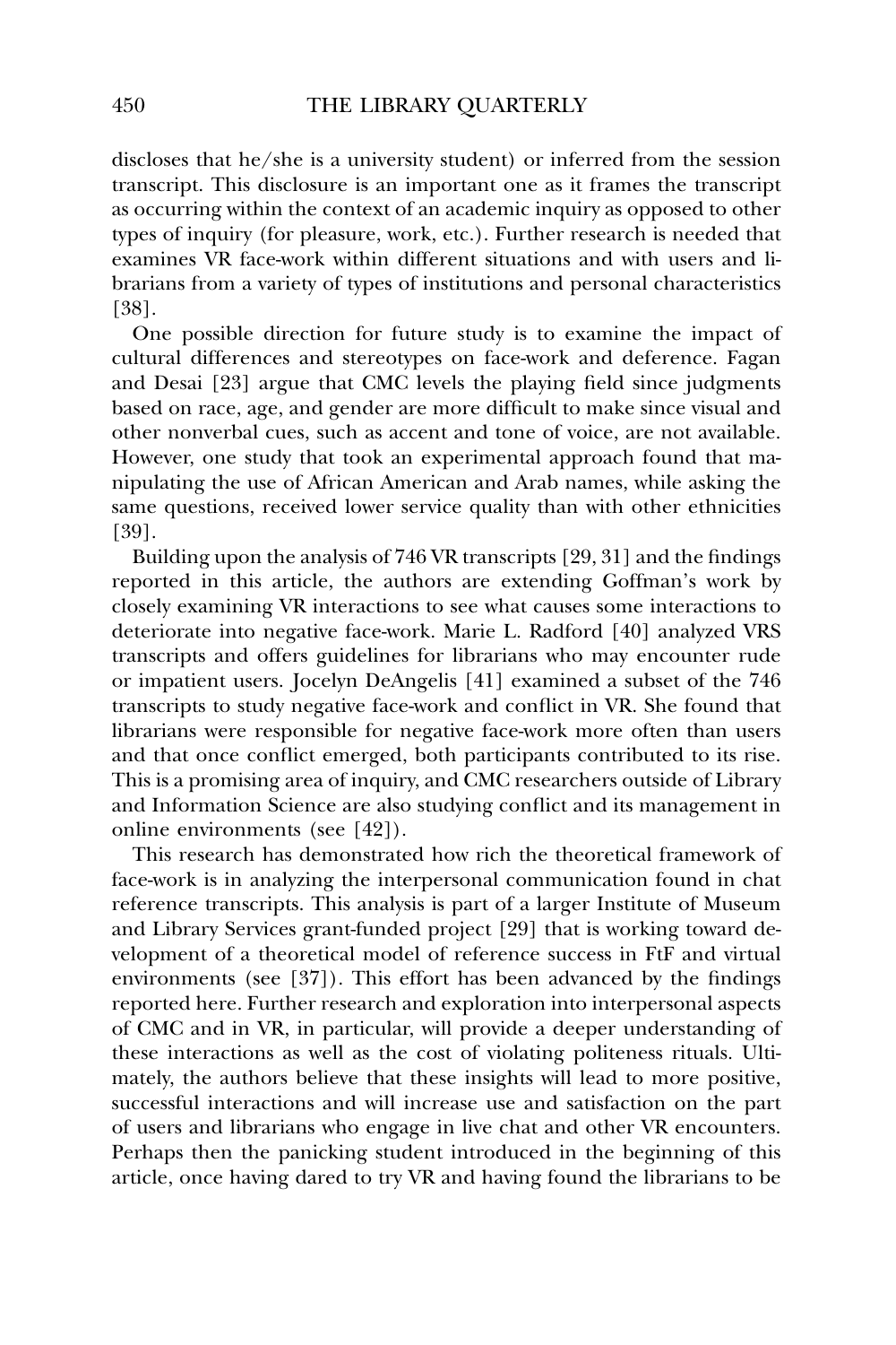discloses that he/she is a university student) or inferred from the session transcript. This disclosure is an important one as it frames the transcript as occurring within the context of an academic inquiry as opposed to other types of inquiry (for pleasure, work, etc.). Further research is needed that examines VR face-work within different situations and with users and librarians from a variety of types of institutions and personal characteristics [38].

One possible direction for future study is to examine the impact of cultural differences and stereotypes on face-work and deference. Fagan and Desai [23] argue that CMC levels the playing field since judgments based on race, age, and gender are more difficult to make since visual and other nonverbal cues, such as accent and tone of voice, are not available. However, one study that took an experimental approach found that manipulating the use of African American and Arab names, while asking the same questions, received lower service quality than with other ethnicities [39].

Building upon the analysis of 746 VR transcripts [29, 31] and the findings reported in this article, the authors are extending Goffman's work by closely examining VR interactions to see what causes some interactions to deteriorate into negative face-work. Marie L. Radford [40] analyzed VRS transcripts and offers guidelines for librarians who may encounter rude or impatient users. Jocelyn DeAngelis [41] examined a subset of the 746 transcripts to study negative face-work and conflict in VR. She found that librarians were responsible for negative face-work more often than users and that once conflict emerged, both participants contributed to its rise. This is a promising area of inquiry, and CMC researchers outside of Library and Information Science are also studying conflict and its management in online environments (see [42]).

This research has demonstrated how rich the theoretical framework of face-work is in analyzing the interpersonal communication found in chat reference transcripts. This analysis is part of a larger Institute of Museum and Library Services grant-funded project [29] that is working toward development of a theoretical model of reference success in FtF and virtual environments (see [37]). This effort has been advanced by the findings reported here. Further research and exploration into interpersonal aspects of CMC and in VR, in particular, will provide a deeper understanding of these interactions as well as the cost of violating politeness rituals. Ultimately, the authors believe that these insights will lead to more positive, successful interactions and will increase use and satisfaction on the part of users and librarians who engage in live chat and other VR encounters. Perhaps then the panicking student introduced in the beginning of this article, once having dared to try VR and having found the librarians to be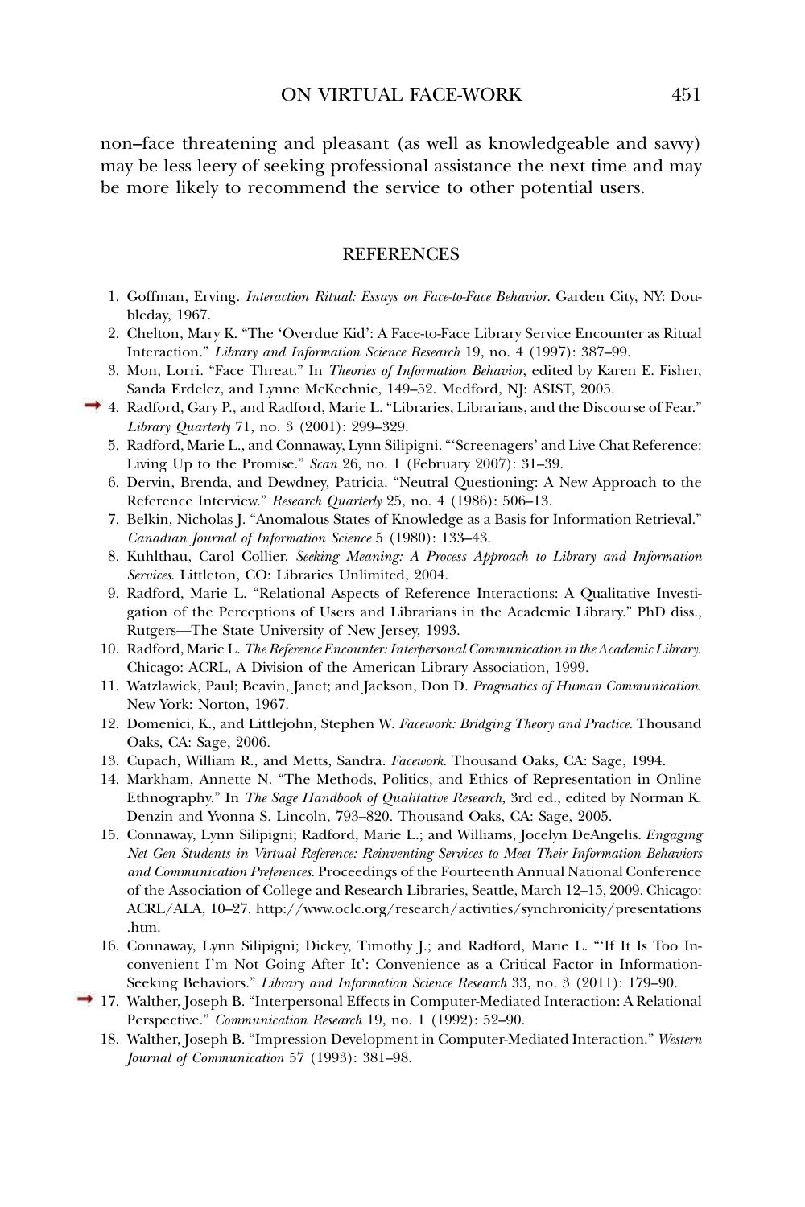non–face threatening and pleasant (as well as knowledgeable and savvy) may be less leery of seeking professional assistance the next time and may be more likely to recommend the service to other potential users.

## REFERENCES

1. Goffman, Erving. *Interaction Ritual: Essays on Face-to-Face Behavior*. Garden City, NY: Doubleday, 1967.
2. Chelton, Mary K. "The 'Overdue Kid': A Face-to-Face Library Service Encounter as Ritual Interaction." *Library and Information Science Research* 19, no. 4 (1997): 387–99.
3. Mon, Lorri. "Face Threat." In *Theories of Information Behavior*, edited by Karen E. Fisher, Sanda Erdelez, and Lynne McKechnie, 149–52. Medford, NJ: ASIST, 2005.
4. Radford, Gary P., and Radford, Marie L. "Libraries, Librarians, and the Discourse of Fear." *Library Quarterly* 71, no. 3 (2001): 299–329.
5. Radford, Marie L., and Connaway, Lynn Silipigni. "'Screenagers' and Live Chat Reference: Living Up to the Promise." *Scan* 26, no. 1 (February 2007): 31–39.
6. Dervin, Brenda, and Dewdney, Patricia. "Neutral Questioning: A New Approach to the Reference Interview." *Research Quarterly* 25, no. 4 (1986): 506–13.
7. Belkin, Nicholas J. "Anomalous States of Knowledge as a Basis for Information Retrieval." *Canadian Journal of Information Science* 5 (1980): 133–43.
8. Kuhlthau, Carol Collier. *Seeking Meaning: A Process Approach to Library and Information Services*. Littleton, CO: Libraries Unlimited, 2004.
9. Radford, Marie L. "Relational Aspects of Reference Interactions: A Qualitative Investigation of the Perceptions of Users and Librarians in the Academic Library." PhD diss., Rutgers—The State University of New Jersey, 1993.
10. Radford, Marie L. *The Reference Encounter: Interpersonal Communication in the Academic Library*. Chicago: ACRL, A Division of the American Library Association, 1999.
11. Watzlawick, Paul; Beavin, Janet; and Jackson, Don D. *Pragmatics of Human Communication*. New York: Norton, 1967.
12. Domenici, K., and Littlejohn, Stephen W. *Facework: Bridging Theory and Practice*. Thousand Oaks, CA: Sage, 2006.
13. Cupach, William R., and Metts, Sandra. *Facework*. Thousand Oaks, CA: Sage, 1994.
14. Markham, Annette N. "The Methods, Politics, and Ethics of Representation in Online Ethnography." In *The Sage Handbook of Qualitative Research*, 3rd ed., edited by Norman K. Denzin and Yvonna S. Lincoln, 793–820. Thousand Oaks, CA: Sage, 2005.
15. Connaway, Lynn Silipigni; Radford, Marie L.; and Williams, Jocelyn DeAngelis. *Engaging Net Gen Students in Virtual Reference: Reinventing Services to Meet Their Information Behaviors and Communication Preferences*. Proceedings of the Fourteenth Annual National Conference of the Association of College and Research Libraries, Seattle, March 12–15, 2009. Chicago: ACRL/ALA, 10–27. http://www.oclc.org/research/activities/synchronicity/presentations.htm.
16. Connaway, Lynn Silipigni; Dickey, Timothy J.; and Radford, Marie L. "'If It Is Too Inconvenient I'm Not Going After It': Convenience as a Critical Factor in Information-Seeking Behaviors." *Library and Information Science Research* 33, no. 3 (2011): 179–90.
17. Walther, Joseph B. "Interpersonal Effects in Computer-Mediated Interaction: A Relational Perspective." *Communication Research* 19, no. 1 (1992): 52–90.
18. Walther, Joseph B. "Impression Development in Computer-Mediated Interaction." *Western Journal of Communication* 57 (1993): 381–98.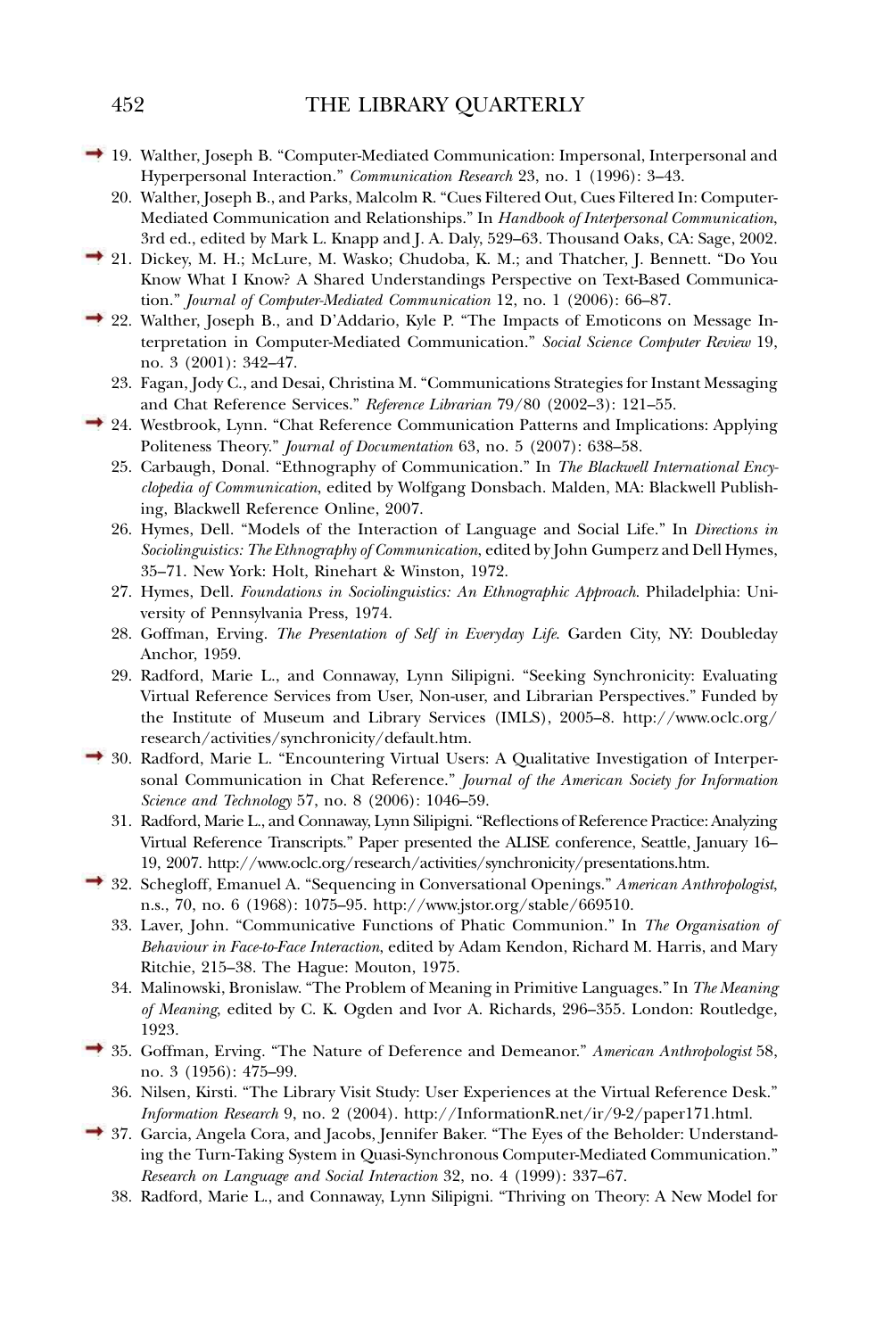19. Walther, Joseph B. "Computer-Mediated Communication: Impersonal, Interpersonal and Hyperpersonal Interaction." *Communication Research* 23, no. 1 (1996): 3–43.
20. Walther, Joseph B., and Parks, Malcolm R. "Cues Filtered Out, Cues Filtered In: Computer-Mediated Communication and Relationships." In *Handbook of Interpersonal Communication*, 3rd ed., edited by Mark L. Knapp and J. A. Daly, 529–63. Thousand Oaks, CA: Sage, 2002.
21. Dickey, M. H.; McLure, M. Wasko; Chudoba, K. M.; and Thatcher, J. Bennett. "Do You Know What I Know? A Shared Understandings Perspective on Text-Based Communication." *Journal of Computer-Mediated Communication* 12, no. 1 (2006): 66–87.
22. Walther, Joseph B., and D'Addario, Kyle P. "The Impacts of Emoticons on Message Interpretation in Computer-Mediated Communication." *Social Science Computer Review* 19, no. 3 (2001): 342–47.
23. Fagan, Jody C., and Desai, Christina M. "Communications Strategies for Instant Messaging and Chat Reference Services." *Reference Librarian* 79/80 (2002–3): 121–55.
24. Westbrook, Lynn. "Chat Reference Communication Patterns and Implications: Applying Politeness Theory." *Journal of Documentation* 63, no. 5 (2007): 638–58.
25. Carbaugh, Donal. "Ethnography of Communication." In *The Blackwell International Encyclopedia of Communication*, edited by Wolfgang Donsbach. Malden, MA: Blackwell Publishing, Blackwell Reference Online, 2007.
26. Hymes, Dell. "Models of the Interaction of Language and Social Life." In *Directions in Sociolinguistics: The Ethnography of Communication*, edited by John Gumperz and Dell Hymes, 35–71. New York: Holt, Rinehart & Winston, 1972.
27. Hymes, Dell. *Foundations in Sociolinguistics: An Ethnographic Approach*. Philadelphia: University of Pennsylvania Press, 1974.
28. Goffman, Erving. *The Presentation of Self in Everyday Life*. Garden City, NY: Doubleday Anchor, 1959.
29. Radford, Marie L., and Connaway, Lynn Silipigni. "Seeking Synchronicity: Evaluating Virtual Reference Services from User, Non-user, and Librarian Perspectives." Funded by the Institute of Museum and Library Services (IMLS), 2005–8. http://www.oclc.org/research/activities/synchronicity/default.htm.
30. Radford, Marie L. "Encountering Virtual Users: A Qualitative Investigation of Interpersonal Communication in Chat Reference." *Journal of the American Society for Information Science and Technology* 57, no. 8 (2006): 1046–59.
31. Radford, Marie L., and Connaway, Lynn Silipigni. "Reflections of Reference Practice: Analyzing Virtual Reference Transcripts." Paper presented the ALISE conference, Seattle, January 16–19, 2007. http://www.oclc.org/research/activities/synchronicity/presentations.htm.
32. Schegloff, Emanuel A. "Sequencing in Conversational Openings." *American Anthropologist*, n.s., 70, no. 6 (1968): 1075–95. http://www.jstor.org/stable/669510.
33. Laver, John. "Communicative Functions of Phatic Communion." In *The Organisation of Behaviour in Face-to-Face Interaction*, edited by Adam Kendon, Richard M. Harris, and Mary Ritchie, 215–38. The Hague: Mouton, 1975.
34. Malinowski, Bronislaw. "The Problem of Meaning in Primitive Languages." In *The Meaning of Meaning*, edited by C. K. Ogden and Ivor A. Richards, 296–355. London: Routledge, 1923.
35. Goffman, Erving. "The Nature of Deference and Demeanor." *American Anthropologist* 58, no. 3 (1956): 475–99.
36. Nilsen, Kirsti. "The Library Visit Study: User Experiences at the Virtual Reference Desk." *Information Research* 9, no. 2 (2004). http://InformationR.net/ir/9-2/paper171.html.
37. Garcia, Angela Cora, and Jacobs, Jennifer Baker. "The Eyes of the Beholder: Understanding the Turn-Taking System in Quasi-Synchronous Computer-Mediated Communication." *Research on Language and Social Interaction* 32, no. 4 (1999): 337–67.
38. Radford, Marie L., and Connaway, Lynn Silipigni. "Thriving on Theory: A New Model for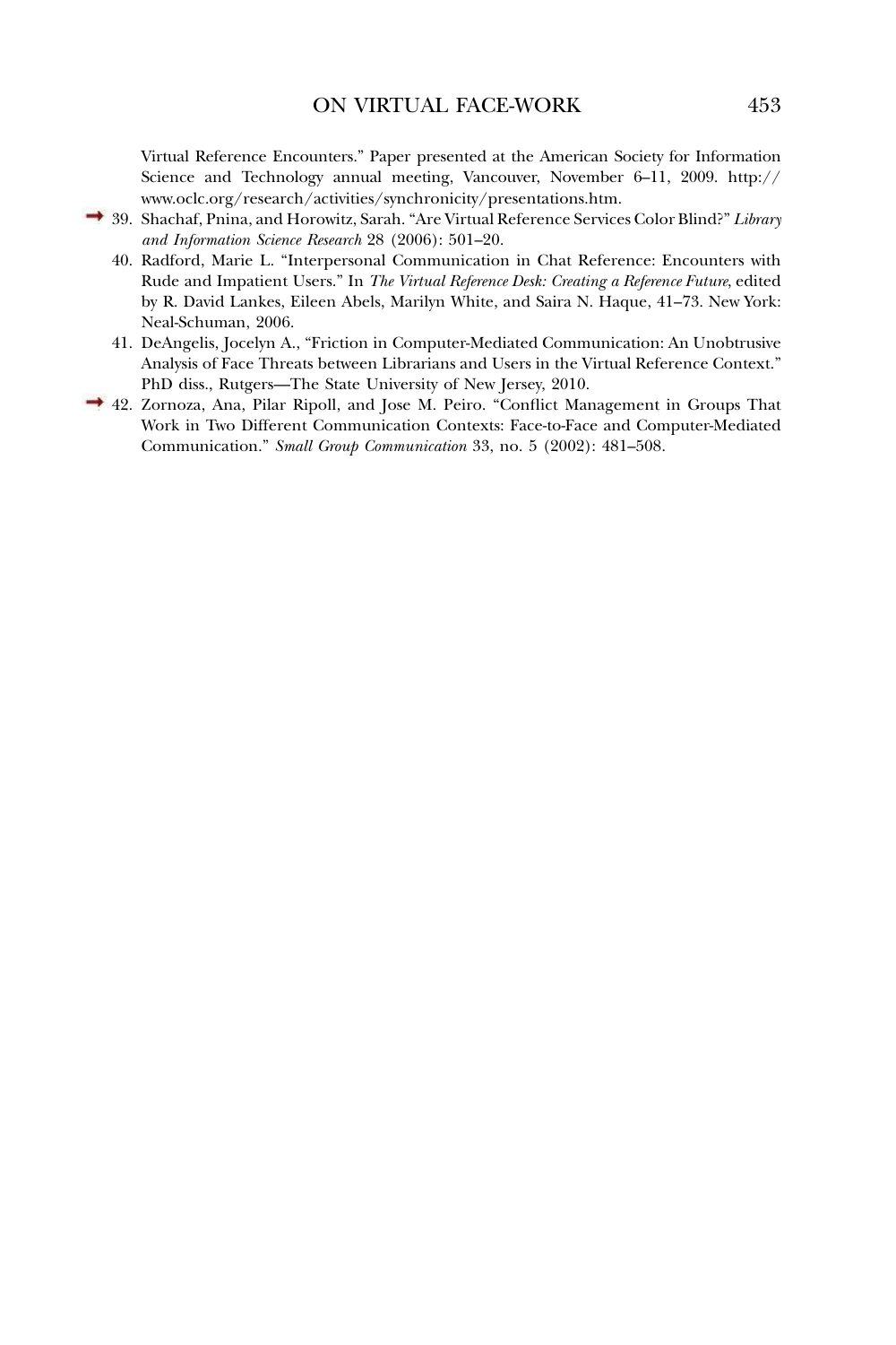Virtual Reference Encounters." Paper presented at the American Society for Information Science and Technology annual meeting, Vancouver, November 6–11, 2009. http://www.oclc.org/research/activities/synchronicity/presentations.htm.

39. Shachaf, Pnina, and Horowitz, Sarah. "Are Virtual Reference Services Color Blind?" *Library and Information Science Research* 28 (2006): 501–20.
40. Radford, Marie L. "Interpersonal Communication in Chat Reference: Encounters with Rude and Impatient Users." In *The Virtual Reference Desk: Creating a Reference Future*, edited by R. David Lankes, Eileen Abels, Marilyn White, and Saira N. Haque, 41–73. New York: Neal-Schuman, 2006.
41. DeAngelis, Jocelyn A., "Friction in Computer-Mediated Communication: An Unobtrusive Analysis of Face Threats between Librarians and Users in the Virtual Reference Context." PhD diss., Rutgers—The State University of New Jersey, 2010.
42. Zornoza, Ana, Pilar Ripoll, and Jose M. Peiro. "Conflict Management in Groups That Work in Two Different Communication Contexts: Face-to-Face and Computer-Mediated Communication." *Small Group Communication* 33, no. 5 (2002): 481–508.